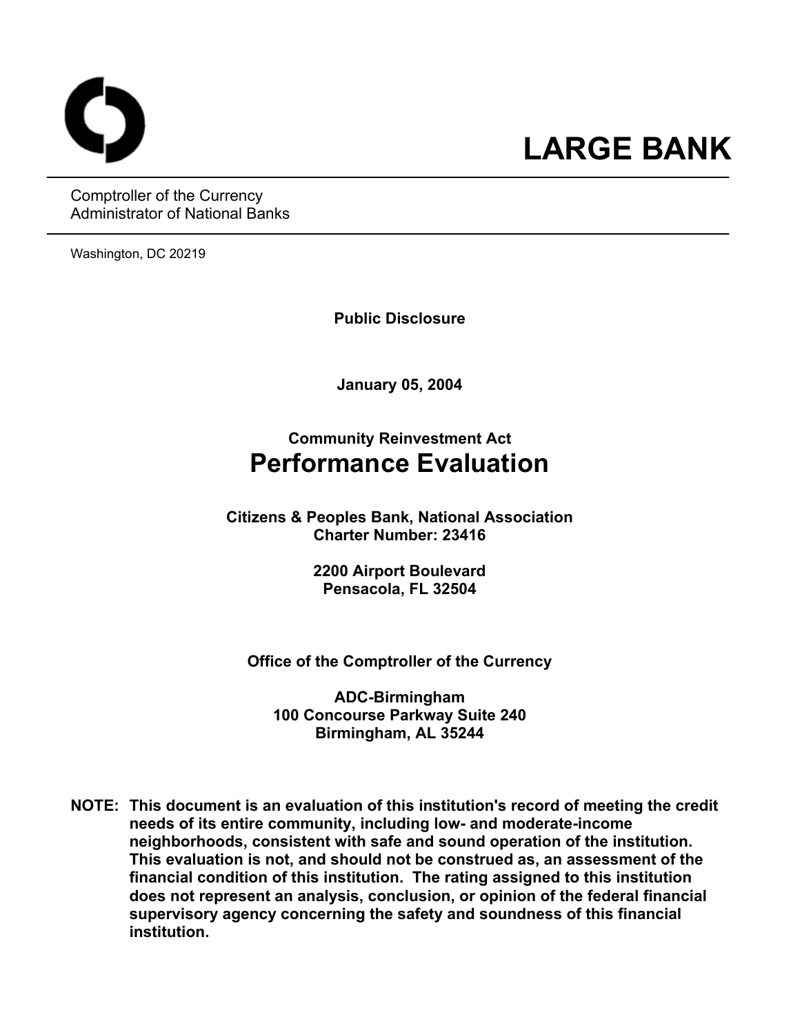# LARGE BANK

Comptroller of the Currency
Administrator of National Banks

Washington, DC 20219

**Public Disclosure**

**January 05, 2004**

**Community Reinvestment Act**

# Performance Evaluation

**Citizens & Peoples Bank, National Association**
**Charter Number: 23416**

**2200 Airport Boulevard**
**Pensacola, FL 32504**

**Office of the Comptroller of the Currency**

**ADC-Birmingham**
**100 Concourse Parkway Suite 240**
**Birmingham, AL 35244**

**NOTE: This document is an evaluation of this institution's record of meeting the credit needs of its entire community, including low- and moderate-income neighborhoods, consistent with safe and sound operation of the institution. This evaluation is not, and should not be construed as, an assessment of the financial condition of this institution. The rating assigned to this institution does not represent an analysis, conclusion, or opinion of the federal financial supervisory agency concerning the safety and soundness of this financial institution.**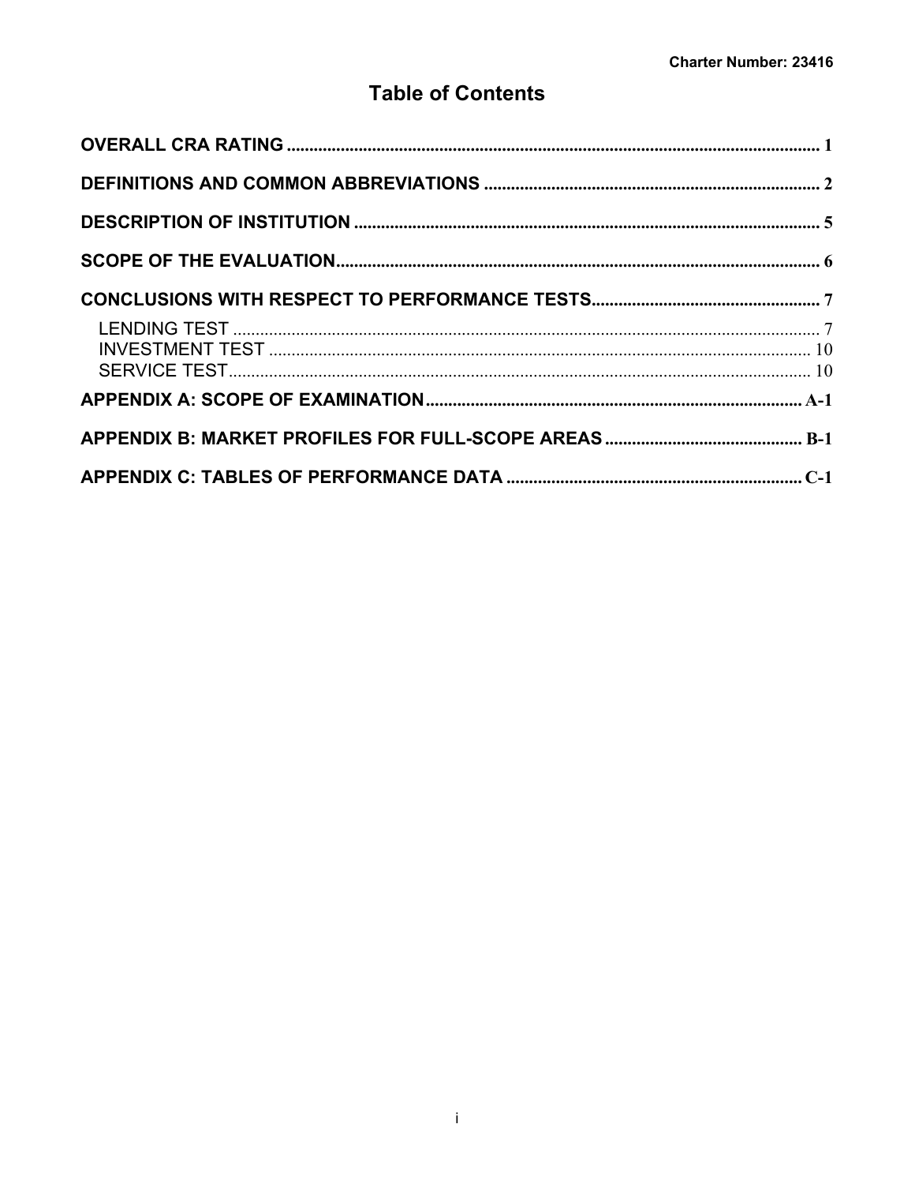Charter Number: 23416

# Table of Contents

| | |
|---|---|
| **OVERALL CRA RATING** | 1 |
| **DEFINITIONS AND COMMON ABBREVIATIONS** | 2 |
| **DESCRIPTION OF INSTITUTION** | 5 |
| **SCOPE OF THE EVALUATION** | 6 |
| **CONCLUSIONS WITH RESPECT TO PERFORMANCE TESTS** | 7 |
| LENDING TEST | 7 |
| INVESTMENT TEST | 10 |
| SERVICE TEST | 10 |
| **APPENDIX A: SCOPE OF EXAMINATION** | A-1 |
| **APPENDIX B: MARKET PROFILES FOR FULL-SCOPE AREAS** | B-1 |
| **APPENDIX C: TABLES OF PERFORMANCE DATA** | C-1 |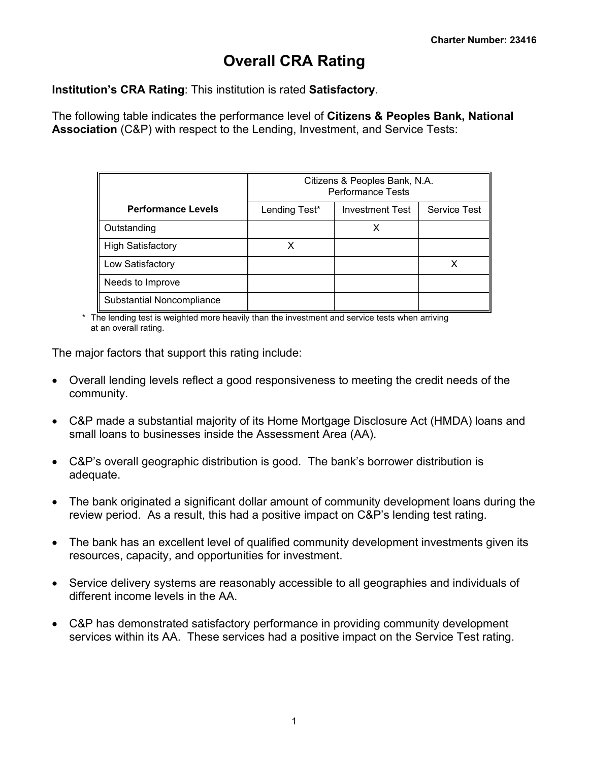# Overall CRA Rating

**Institution's CRA Rating**: This institution is rated **Satisfactory**.

The following table indicates the performance level of **Citizens & Peoples Bank, National Association** (C&P) with respect to the Lending, Investment, and Service Tests:

| | Citizens & Peoples Bank, N.A. Performance Tests | | |
|---|---|---|---|
| **Performance Levels** | Lending Test* | Investment Test | Service Test |
| Outstanding | | X | |
| High Satisfactory | X | | |
| Low Satisfactory | | | X |
| Needs to Improve | | | |
| Substantial Noncompliance | | | |

\* The lending test is weighted more heavily than the investment and service tests when arriving at an overall rating.

The major factors that support this rating include:

- Overall lending levels reflect a good responsiveness to meeting the credit needs of the community.
- C&P made a substantial majority of its Home Mortgage Disclosure Act (HMDA) loans and small loans to businesses inside the Assessment Area (AA).
- C&P's overall geographic distribution is good. The bank's borrower distribution is adequate.
- The bank originated a significant dollar amount of community development loans during the review period. As a result, this had a positive impact on C&P's lending test rating.
- The bank has an excellent level of qualified community development investments given its resources, capacity, and opportunities for investment.
- Service delivery systems are reasonably accessible to all geographies and individuals of different income levels in the AA.
- C&P has demonstrated satisfactory performance in providing community development services within its AA. These services had a positive impact on the Service Test rating.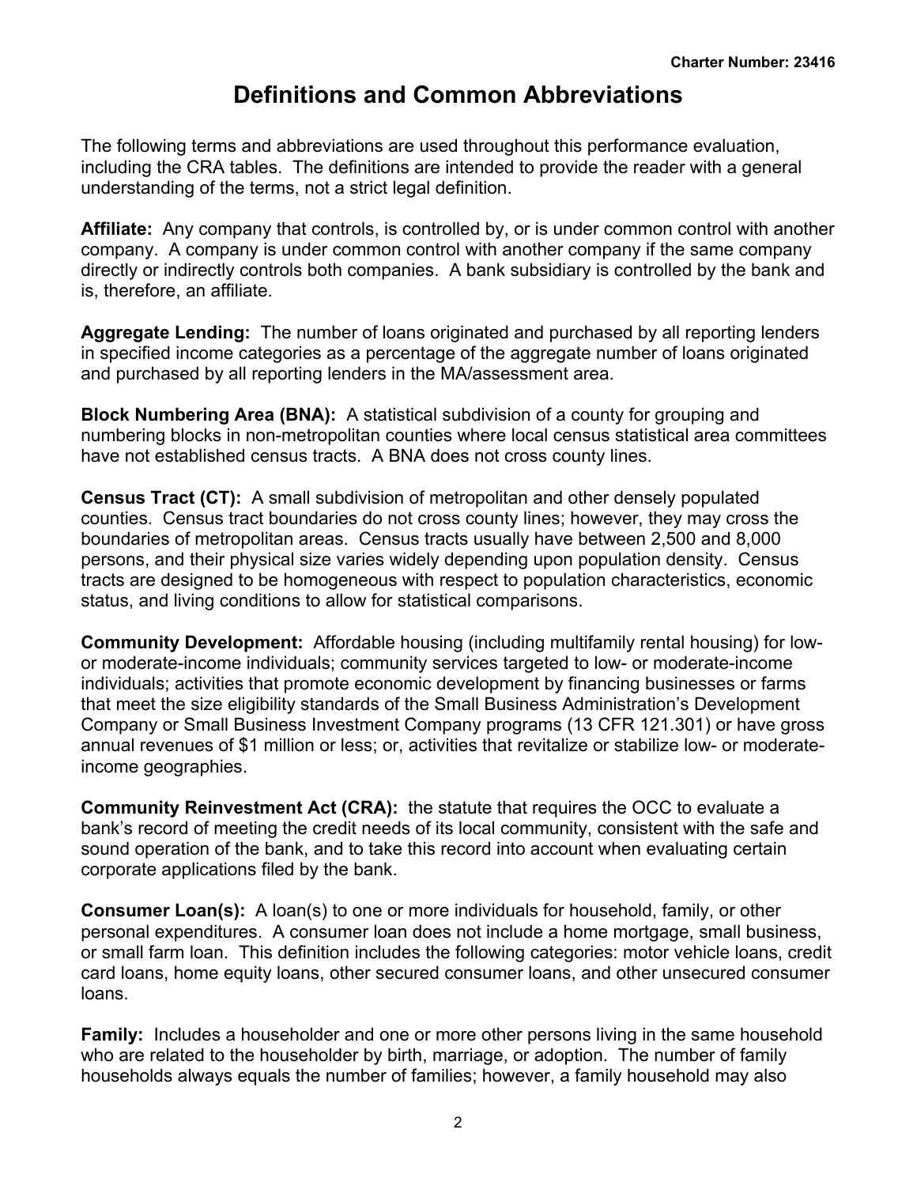# Definitions and Common Abbreviations

The following terms and abbreviations are used throughout this performance evaluation, including the CRA tables. The definitions are intended to provide the reader with a general understanding of the terms, not a strict legal definition.

**Affiliate:** Any company that controls, is controlled by, or is under common control with another company. A company is under common control with another company if the same company directly or indirectly controls both companies. A bank subsidiary is controlled by the bank and is, therefore, an affiliate.

**Aggregate Lending:** The number of loans originated and purchased by all reporting lenders in specified income categories as a percentage of the aggregate number of loans originated and purchased by all reporting lenders in the MA/assessment area.

**Block Numbering Area (BNA):** A statistical subdivision of a county for grouping and numbering blocks in non-metropolitan counties where local census statistical area committees have not established census tracts. A BNA does not cross county lines.

**Census Tract (CT):** A small subdivision of metropolitan and other densely populated counties. Census tract boundaries do not cross county lines; however, they may cross the boundaries of metropolitan areas. Census tracts usually have between 2,500 and 8,000 persons, and their physical size varies widely depending upon population density. Census tracts are designed to be homogeneous with respect to population characteristics, economic status, and living conditions to allow for statistical comparisons.

**Community Development:** Affordable housing (including multifamily rental housing) for low- or moderate-income individuals; community services targeted to low- or moderate-income individuals; activities that promote economic development by financing businesses or farms that meet the size eligibility standards of the Small Business Administration's Development Company or Small Business Investment Company programs (13 CFR 121.301) or have gross annual revenues of $1 million or less; or, activities that revitalize or stabilize low- or moderate-income geographies.

**Community Reinvestment Act (CRA):** the statute that requires the OCC to evaluate a bank's record of meeting the credit needs of its local community, consistent with the safe and sound operation of the bank, and to take this record into account when evaluating certain corporate applications filed by the bank.

**Consumer Loan(s):** A loan(s) to one or more individuals for household, family, or other personal expenditures. A consumer loan does not include a home mortgage, small business, or small farm loan. This definition includes the following categories: motor vehicle loans, credit card loans, home equity loans, other secured consumer loans, and other unsecured consumer loans.

**Family:** Includes a householder and one or more other persons living in the same household who are related to the householder by birth, marriage, or adoption. The number of family households always equals the number of families; however, a family household may also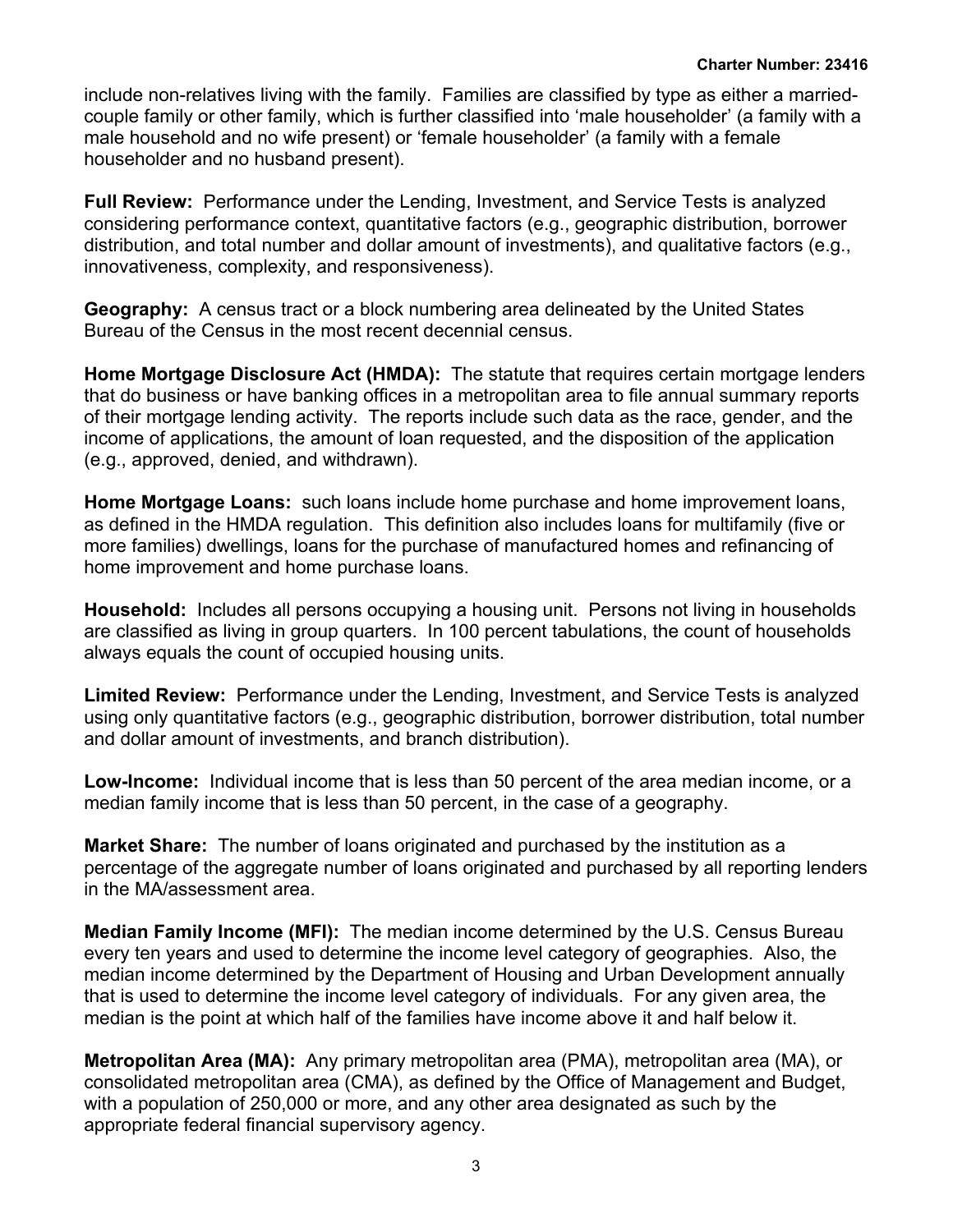include non-relatives living with the family. Families are classified by type as either a married-couple family or other family, which is further classified into 'male householder' (a family with a male household and no wife present) or 'female householder' (a family with a female householder and no husband present).

**Full Review:** Performance under the Lending, Investment, and Service Tests is analyzed considering performance context, quantitative factors (e.g., geographic distribution, borrower distribution, and total number and dollar amount of investments), and qualitative factors (e.g., innovativeness, complexity, and responsiveness).

**Geography:** A census tract or a block numbering area delineated by the United States Bureau of the Census in the most recent decennial census.

**Home Mortgage Disclosure Act (HMDA):** The statute that requires certain mortgage lenders that do business or have banking offices in a metropolitan area to file annual summary reports of their mortgage lending activity. The reports include such data as the race, gender, and the income of applications, the amount of loan requested, and the disposition of the application (e.g., approved, denied, and withdrawn).

**Home Mortgage Loans:** such loans include home purchase and home improvement loans, as defined in the HMDA regulation. This definition also includes loans for multifamily (five or more families) dwellings, loans for the purchase of manufactured homes and refinancing of home improvement and home purchase loans.

**Household:** Includes all persons occupying a housing unit. Persons not living in households are classified as living in group quarters. In 100 percent tabulations, the count of households always equals the count of occupied housing units.

**Limited Review:** Performance under the Lending, Investment, and Service Tests is analyzed using only quantitative factors (e.g., geographic distribution, borrower distribution, total number and dollar amount of investments, and branch distribution).

**Low-Income:** Individual income that is less than 50 percent of the area median income, or a median family income that is less than 50 percent, in the case of a geography.

**Market Share:** The number of loans originated and purchased by the institution as a percentage of the aggregate number of loans originated and purchased by all reporting lenders in the MA/assessment area.

**Median Family Income (MFI):** The median income determined by the U.S. Census Bureau every ten years and used to determine the income level category of geographies. Also, the median income determined by the Department of Housing and Urban Development annually that is used to determine the income level category of individuals. For any given area, the median is the point at which half of the families have income above it and half below it.

**Metropolitan Area (MA):** Any primary metropolitan area (PMA), metropolitan area (MA), or consolidated metropolitan area (CMA), as defined by the Office of Management and Budget, with a population of 250,000 or more, and any other area designated as such by the appropriate federal financial supervisory agency.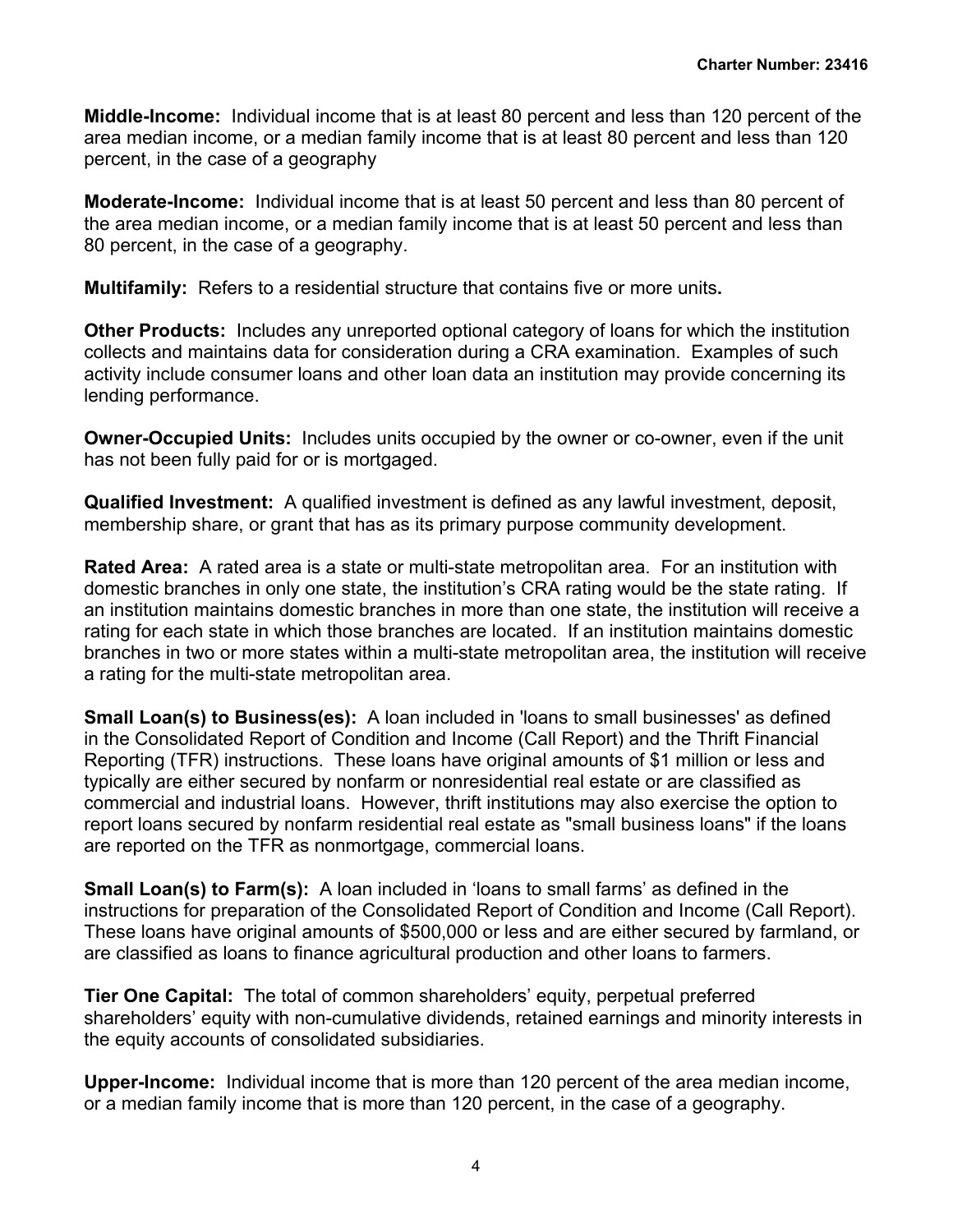**Middle-Income:** Individual income that is at least 80 percent and less than 120 percent of the area median income, or a median family income that is at least 80 percent and less than 120 percent, in the case of a geography

**Moderate-Income:** Individual income that is at least 50 percent and less than 80 percent of the area median income, or a median family income that is at least 50 percent and less than 80 percent, in the case of a geography.

**Multifamily:** Refers to a residential structure that contains five or more units**.**

**Other Products:** Includes any unreported optional category of loans for which the institution collects and maintains data for consideration during a CRA examination. Examples of such activity include consumer loans and other loan data an institution may provide concerning its lending performance.

**Owner-Occupied Units:** Includes units occupied by the owner or co-owner, even if the unit has not been fully paid for or is mortgaged.

**Qualified Investment:** A qualified investment is defined as any lawful investment, deposit, membership share, or grant that has as its primary purpose community development.

**Rated Area:** A rated area is a state or multi-state metropolitan area. For an institution with domestic branches in only one state, the institution's CRA rating would be the state rating. If an institution maintains domestic branches in more than one state, the institution will receive a rating for each state in which those branches are located. If an institution maintains domestic branches in two or more states within a multi-state metropolitan area, the institution will receive a rating for the multi-state metropolitan area.

**Small Loan(s) to Business(es):** A loan included in 'loans to small businesses' as defined in the Consolidated Report of Condition and Income (Call Report) and the Thrift Financial Reporting (TFR) instructions. These loans have original amounts of $1 million or less and typically are either secured by nonfarm or nonresidential real estate or are classified as commercial and industrial loans. However, thrift institutions may also exercise the option to report loans secured by nonfarm residential real estate as "small business loans" if the loans are reported on the TFR as nonmortgage, commercial loans.

**Small Loan(s) to Farm(s):** A loan included in 'loans to small farms' as defined in the instructions for preparation of the Consolidated Report of Condition and Income (Call Report). These loans have original amounts of $500,000 or less and are either secured by farmland, or are classified as loans to finance agricultural production and other loans to farmers.

**Tier One Capital:** The total of common shareholders' equity, perpetual preferred shareholders' equity with non-cumulative dividends, retained earnings and minority interests in the equity accounts of consolidated subsidiaries.

**Upper-Income:** Individual income that is more than 120 percent of the area median income, or a median family income that is more than 120 percent, in the case of a geography.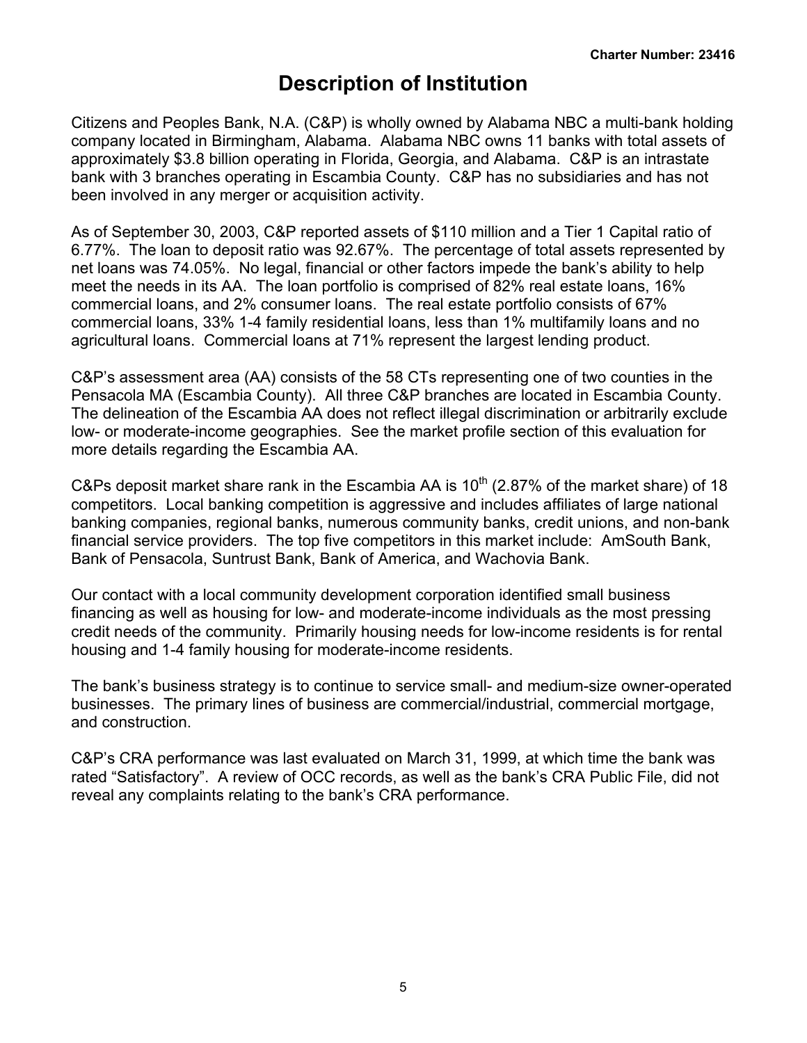# Description of Institution

Citizens and Peoples Bank, N.A. (C&P) is wholly owned by Alabama NBC a multi-bank holding company located in Birmingham, Alabama. Alabama NBC owns 11 banks with total assets of approximately $3.8 billion operating in Florida, Georgia, and Alabama. C&P is an intrastate bank with 3 branches operating in Escambia County. C&P has no subsidiaries and has not been involved in any merger or acquisition activity.

As of September 30, 2003, C&P reported assets of $110 million and a Tier 1 Capital ratio of 6.77%. The loan to deposit ratio was 92.67%. The percentage of total assets represented by net loans was 74.05%. No legal, financial or other factors impede the bank's ability to help meet the needs in its AA. The loan portfolio is comprised of 82% real estate loans, 16% commercial loans, and 2% consumer loans. The real estate portfolio consists of 67% commercial loans, 33% 1-4 family residential loans, less than 1% multifamily loans and no agricultural loans. Commercial loans at 71% represent the largest lending product.

C&P's assessment area (AA) consists of the 58 CTs representing one of two counties in the Pensacola MA (Escambia County). All three C&P branches are located in Escambia County. The delineation of the Escambia AA does not reflect illegal discrimination or arbitrarily exclude low- or moderate-income geographies. See the market profile section of this evaluation for more details regarding the Escambia AA.

C&Ps deposit market share rank in the Escambia AA is 10th (2.87% of the market share) of 18 competitors. Local banking competition is aggressive and includes affiliates of large national banking companies, regional banks, numerous community banks, credit unions, and non-bank financial service providers. The top five competitors in this market include: AmSouth Bank, Bank of Pensacola, Suntrust Bank, Bank of America, and Wachovia Bank.

Our contact with a local community development corporation identified small business financing as well as housing for low- and moderate-income individuals as the most pressing credit needs of the community. Primarily housing needs for low-income residents is for rental housing and 1-4 family housing for moderate-income residents.

The bank's business strategy is to continue to service small- and medium-size owner-operated businesses. The primary lines of business are commercial/industrial, commercial mortgage, and construction.

C&P's CRA performance was last evaluated on March 31, 1999, at which time the bank was rated "Satisfactory". A review of OCC records, as well as the bank's CRA Public File, did not reveal any complaints relating to the bank's CRA performance.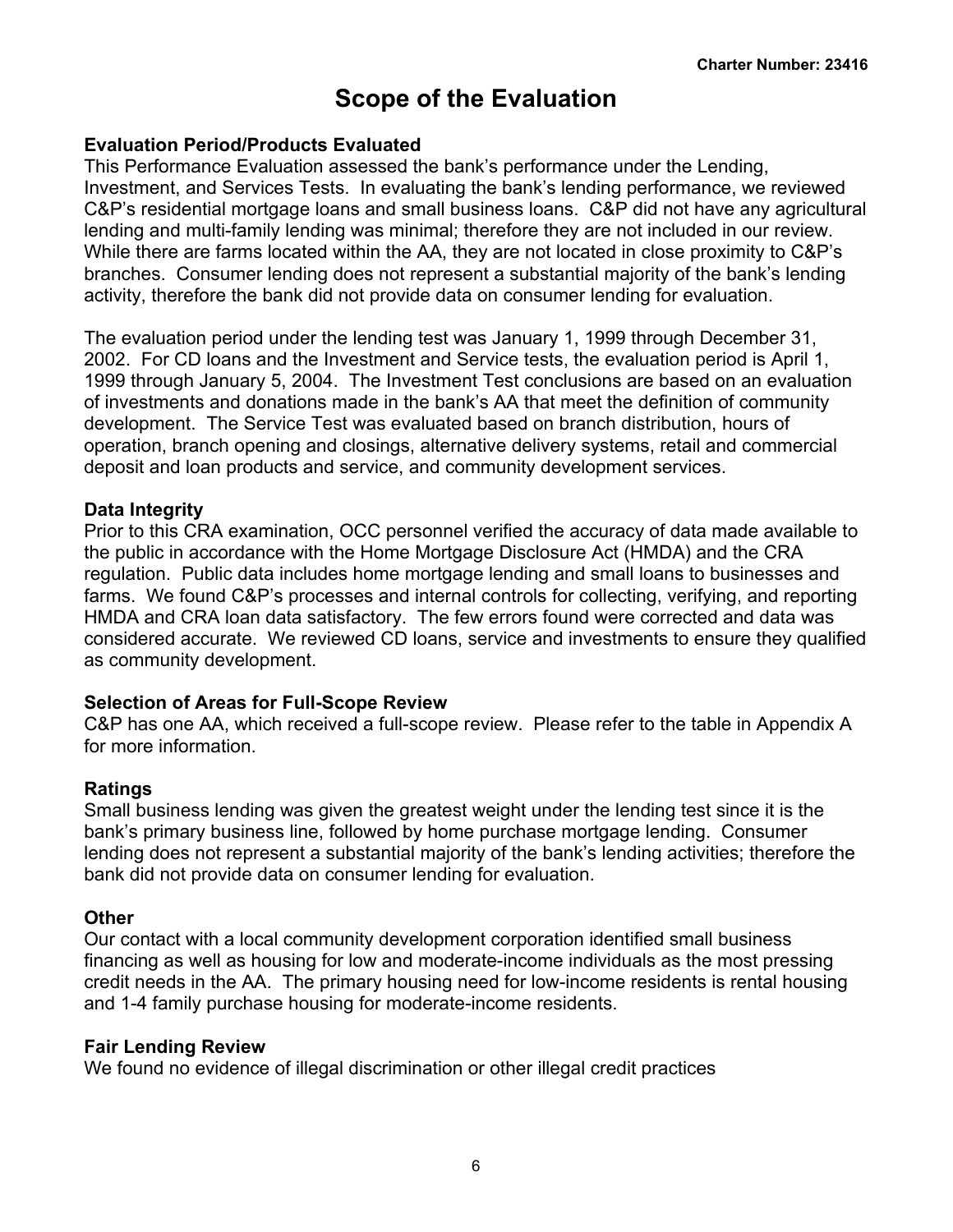# Scope of the Evaluation

### Evaluation Period/Products Evaluated

This Performance Evaluation assessed the bank's performance under the Lending, Investment, and Services Tests. In evaluating the bank's lending performance, we reviewed C&P's residential mortgage loans and small business loans. C&P did not have any agricultural lending and multi-family lending was minimal; therefore they are not included in our review. While there are farms located within the AA, they are not located in close proximity to C&P's branches. Consumer lending does not represent a substantial majority of the bank's lending activity, therefore the bank did not provide data on consumer lending for evaluation.

The evaluation period under the lending test was January 1, 1999 through December 31, 2002. For CD loans and the Investment and Service tests, the evaluation period is April 1, 1999 through January 5, 2004. The Investment Test conclusions are based on an evaluation of investments and donations made in the bank's AA that meet the definition of community development. The Service Test was evaluated based on branch distribution, hours of operation, branch opening and closings, alternative delivery systems, retail and commercial deposit and loan products and service, and community development services.

### Data Integrity

Prior to this CRA examination, OCC personnel verified the accuracy of data made available to the public in accordance with the Home Mortgage Disclosure Act (HMDA) and the CRA regulation. Public data includes home mortgage lending and small loans to businesses and farms. We found C&P's processes and internal controls for collecting, verifying, and reporting HMDA and CRA loan data satisfactory. The few errors found were corrected and data was considered accurate. We reviewed CD loans, service and investments to ensure they qualified as community development.

### Selection of Areas for Full-Scope Review

C&P has one AA, which received a full-scope review. Please refer to the table in Appendix A for more information.

### Ratings

Small business lending was given the greatest weight under the lending test since it is the bank's primary business line, followed by home purchase mortgage lending. Consumer lending does not represent a substantial majority of the bank's lending activities; therefore the bank did not provide data on consumer lending for evaluation.

### Other

Our contact with a local community development corporation identified small business financing as well as housing for low and moderate-income individuals as the most pressing credit needs in the AA. The primary housing need for low-income residents is rental housing and 1-4 family purchase housing for moderate-income residents.

### Fair Lending Review

We found no evidence of illegal discrimination or other illegal credit practices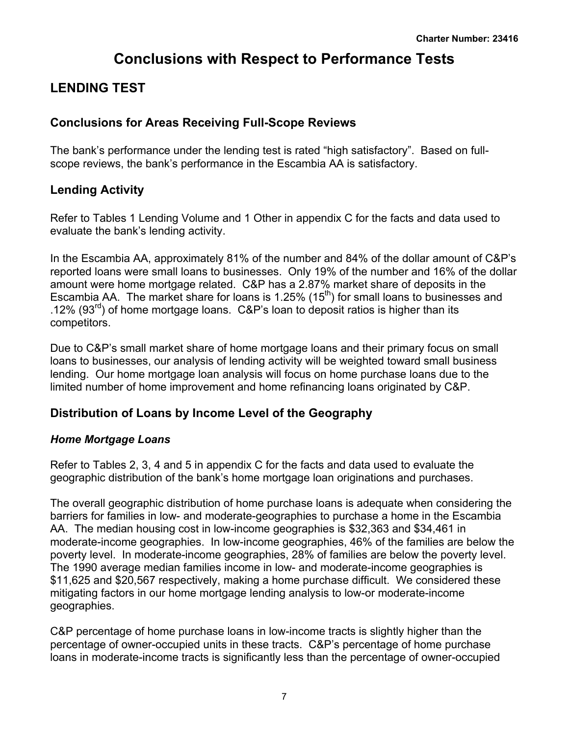# Conclusions with Respect to Performance Tests

## LENDING TEST

### Conclusions for Areas Receiving Full-Scope Reviews

The bank's performance under the lending test is rated "high satisfactory". Based on full-scope reviews, the bank's performance in the Escambia AA is satisfactory.

### Lending Activity

Refer to Tables 1 Lending Volume and 1 Other in appendix C for the facts and data used to evaluate the bank's lending activity.

In the Escambia AA, approximately 81% of the number and 84% of the dollar amount of C&P's reported loans were small loans to businesses. Only 19% of the number and 16% of the dollar amount were home mortgage related. C&P has a 2.87% market share of deposits in the Escambia AA. The market share for loans is 1.25% (15th) for small loans to businesses and .12% (93rd) of home mortgage loans. C&P's loan to deposit ratios is higher than its competitors.

Due to C&P's small market share of home mortgage loans and their primary focus on small loans to businesses, our analysis of lending activity will be weighted toward small business lending. Our home mortgage loan analysis will focus on home purchase loans due to the limited number of home improvement and home refinancing loans originated by C&P.

### Distribution of Loans by Income Level of the Geography

#### *Home Mortgage Loans*

Refer to Tables 2, 3, 4 and 5 in appendix C for the facts and data used to evaluate the geographic distribution of the bank's home mortgage loan originations and purchases.

The overall geographic distribution of home purchase loans is adequate when considering the barriers for families in low- and moderate-geographies to purchase a home in the Escambia AA. The median housing cost in low-income geographies is $32,363 and $34,461 in moderate-income geographies. In low-income geographies, 46% of the families are below the poverty level. In moderate-income geographies, 28% of families are below the poverty level. The 1990 average median families income in low- and moderate-income geographies is $11,625 and $20,567 respectively, making a home purchase difficult. We considered these mitigating factors in our home mortgage lending analysis to low-or moderate-income geographies.

C&P percentage of home purchase loans in low-income tracts is slightly higher than the percentage of owner-occupied units in these tracts. C&P's percentage of home purchase loans in moderate-income tracts is significantly less than the percentage of owner-occupied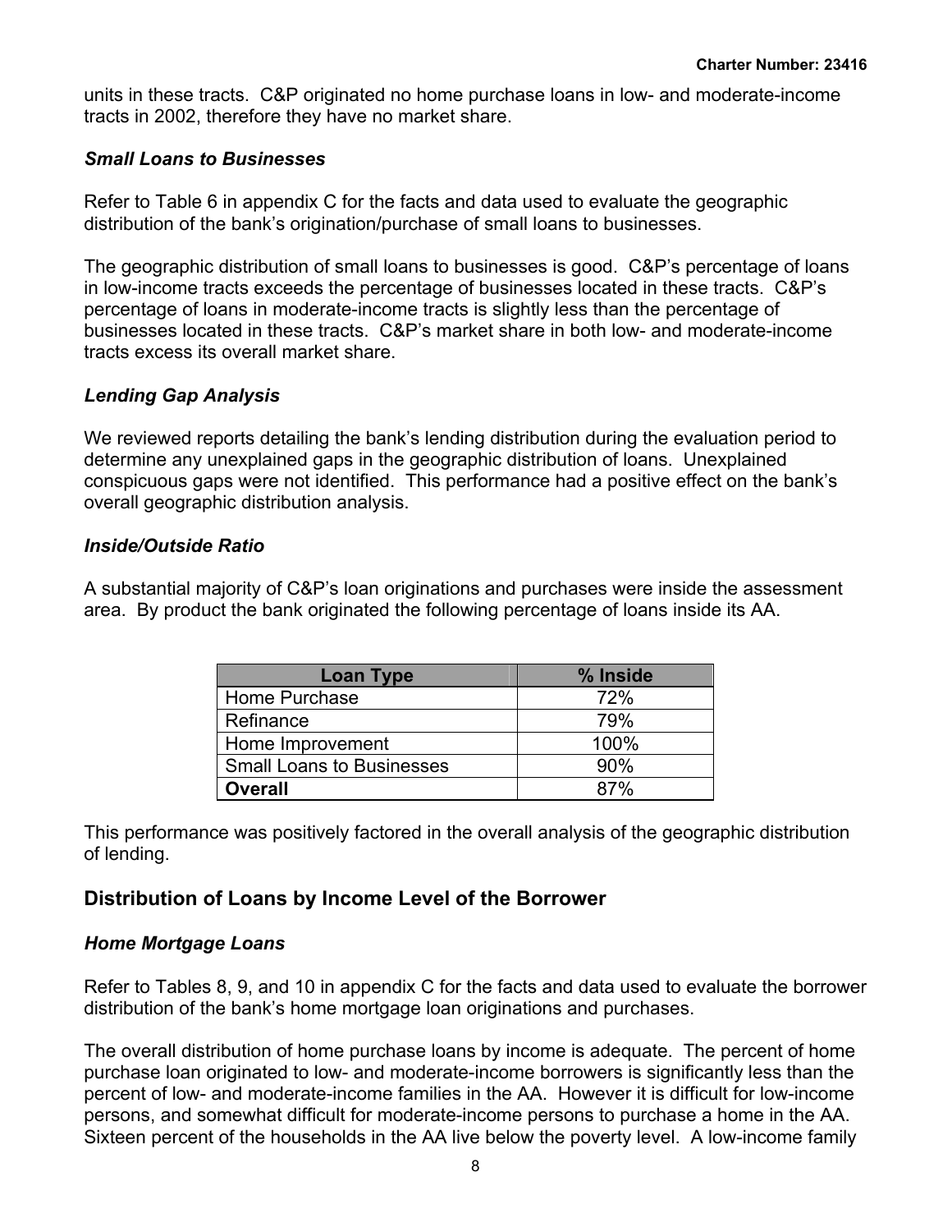units in these tracts. C&P originated no home purchase loans in low- and moderate-income tracts in 2002, therefore they have no market share.

### *Small Loans to Businesses*

Refer to Table 6 in appendix C for the facts and data used to evaluate the geographic distribution of the bank's origination/purchase of small loans to businesses.

The geographic distribution of small loans to businesses is good. C&P's percentage of loans in low-income tracts exceeds the percentage of businesses located in these tracts. C&P's percentage of loans in moderate-income tracts is slightly less than the percentage of businesses located in these tracts. C&P's market share in both low- and moderate-income tracts excess its overall market share.

### *Lending Gap Analysis*

We reviewed reports detailing the bank's lending distribution during the evaluation period to determine any unexplained gaps in the geographic distribution of loans. Unexplained conspicuous gaps were not identified. This performance had a positive effect on the bank's overall geographic distribution analysis.

### *Inside/Outside Ratio*

A substantial majority of C&P's loan originations and purchases were inside the assessment area. By product the bank originated the following percentage of loans inside its AA.

| Loan Type | % Inside |
|---|---|
| Home Purchase | 72% |
| Refinance | 79% |
| Home Improvement | 100% |
| Small Loans to Businesses | 90% |
| **Overall** | 87% |

This performance was positively factored in the overall analysis of the geographic distribution of lending.

## Distribution of Loans by Income Level of the Borrower

### *Home Mortgage Loans*

Refer to Tables 8, 9, and 10 in appendix C for the facts and data used to evaluate the borrower distribution of the bank's home mortgage loan originations and purchases.

The overall distribution of home purchase loans by income is adequate. The percent of home purchase loan originated to low- and moderate-income borrowers is significantly less than the percent of low- and moderate-income families in the AA. However it is difficult for low-income persons, and somewhat difficult for moderate-income persons to purchase a home in the AA. Sixteen percent of the households in the AA live below the poverty level. A low-income family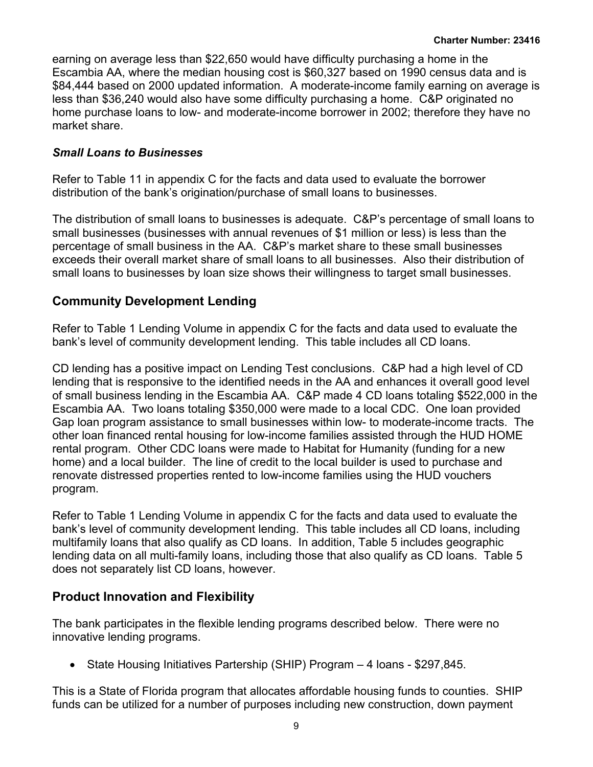earning on average less than $22,650 would have difficulty purchasing a home in the Escambia AA, where the median housing cost is $60,327 based on 1990 census data and is $84,444 based on 2000 updated information. A moderate-income family earning on average is less than $36,240 would also have some difficulty purchasing a home. C&P originated no home purchase loans to low- and moderate-income borrower in 2002; therefore they have no market share.

### *Small Loans to Businesses*

Refer to Table 11 in appendix C for the facts and data used to evaluate the borrower distribution of the bank's origination/purchase of small loans to businesses.

The distribution of small loans to businesses is adequate. C&P's percentage of small loans to small businesses (businesses with annual revenues of $1 million or less) is less than the percentage of small business in the AA. C&P's market share to these small businesses exceeds their overall market share of small loans to all businesses. Also their distribution of small loans to businesses by loan size shows their willingness to target small businesses.

## Community Development Lending

Refer to Table 1 Lending Volume in appendix C for the facts and data used to evaluate the bank's level of community development lending. This table includes all CD loans.

CD lending has a positive impact on Lending Test conclusions. C&P had a high level of CD lending that is responsive to the identified needs in the AA and enhances it overall good level of small business lending in the Escambia AA. C&P made 4 CD loans totaling $522,000 in the Escambia AA. Two loans totaling $350,000 were made to a local CDC. One loan provided Gap loan program assistance to small businesses within low- to moderate-income tracts. The other loan financed rental housing for low-income families assisted through the HUD HOME rental program. Other CDC loans were made to Habitat for Humanity (funding for a new home) and a local builder. The line of credit to the local builder is used to purchase and renovate distressed properties rented to low-income families using the HUD vouchers program.

Refer to Table 1 Lending Volume in appendix C for the facts and data used to evaluate the bank's level of community development lending. This table includes all CD loans, including multifamily loans that also qualify as CD loans. In addition, Table 5 includes geographic lending data on all multi-family loans, including those that also qualify as CD loans. Table 5 does not separately list CD loans, however.

## Product Innovation and Flexibility

The bank participates in the flexible lending programs described below. There were no innovative lending programs.

- State Housing Initiatives Partership (SHIP) Program – 4 loans - $297,845.

This is a State of Florida program that allocates affordable housing funds to counties. SHIP funds can be utilized for a number of purposes including new construction, down payment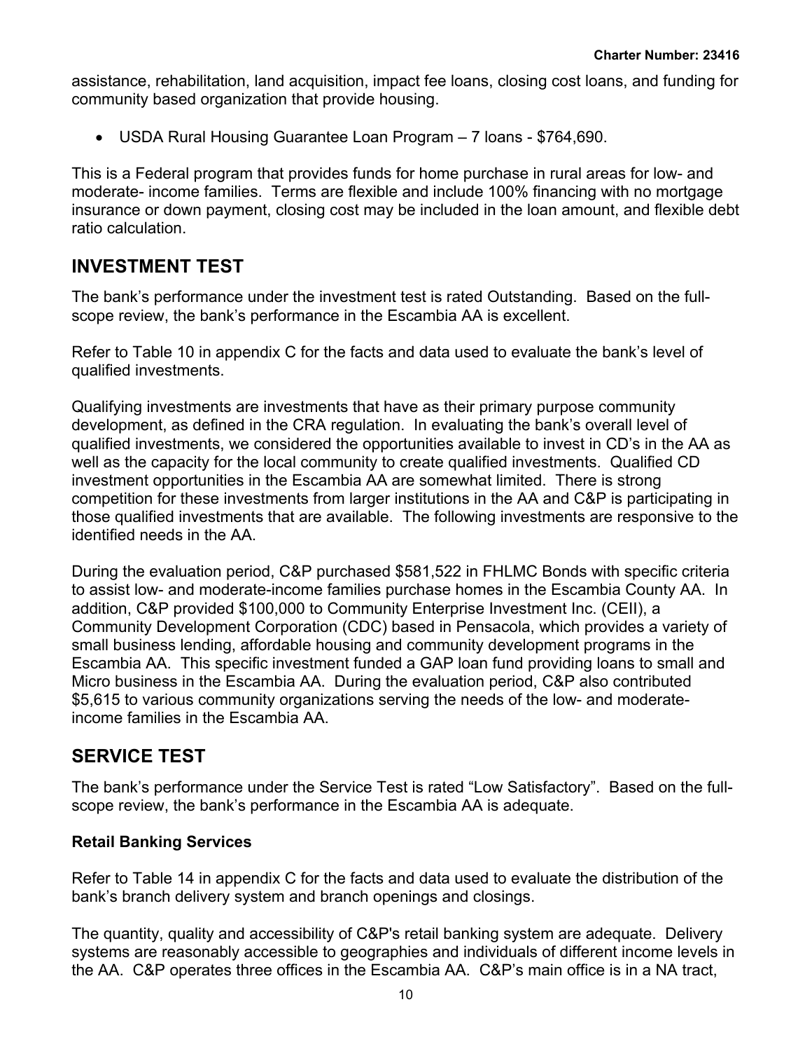assistance, rehabilitation, land acquisition, impact fee loans, closing cost loans, and funding for community based organization that provide housing.

- USDA Rural Housing Guarantee Loan Program – 7 loans - $764,690.

This is a Federal program that provides funds for home purchase in rural areas for low- and moderate- income families. Terms are flexible and include 100% financing with no mortgage insurance or down payment, closing cost may be included in the loan amount, and flexible debt ratio calculation.

## INVESTMENT TEST

The bank's performance under the investment test is rated Outstanding. Based on the full-scope review, the bank's performance in the Escambia AA is excellent.

Refer to Table 10 in appendix C for the facts and data used to evaluate the bank's level of qualified investments.

Qualifying investments are investments that have as their primary purpose community development, as defined in the CRA regulation. In evaluating the bank's overall level of qualified investments, we considered the opportunities available to invest in CD's in the AA as well as the capacity for the local community to create qualified investments. Qualified CD investment opportunities in the Escambia AA are somewhat limited. There is strong competition for these investments from larger institutions in the AA and C&P is participating in those qualified investments that are available. The following investments are responsive to the identified needs in the AA.

During the evaluation period, C&P purchased $581,522 in FHLMC Bonds with specific criteria to assist low- and moderate-income families purchase homes in the Escambia County AA. In addition, C&P provided $100,000 to Community Enterprise Investment Inc. (CEII), a Community Development Corporation (CDC) based in Pensacola, which provides a variety of small business lending, affordable housing and community development programs in the Escambia AA. This specific investment funded a GAP loan fund providing loans to small and Micro business in the Escambia AA. During the evaluation period, C&P also contributed $5,615 to various community organizations serving the needs of the low- and moderate-income families in the Escambia AA.

## SERVICE TEST

The bank's performance under the Service Test is rated "Low Satisfactory". Based on the full-scope review, the bank's performance in the Escambia AA is adequate.

### Retail Banking Services

Refer to Table 14 in appendix C for the facts and data used to evaluate the distribution of the bank's branch delivery system and branch openings and closings.

The quantity, quality and accessibility of C&P's retail banking system are adequate. Delivery systems are reasonably accessible to geographies and individuals of different income levels in the AA. C&P operates three offices in the Escambia AA. C&P's main office is in a NA tract,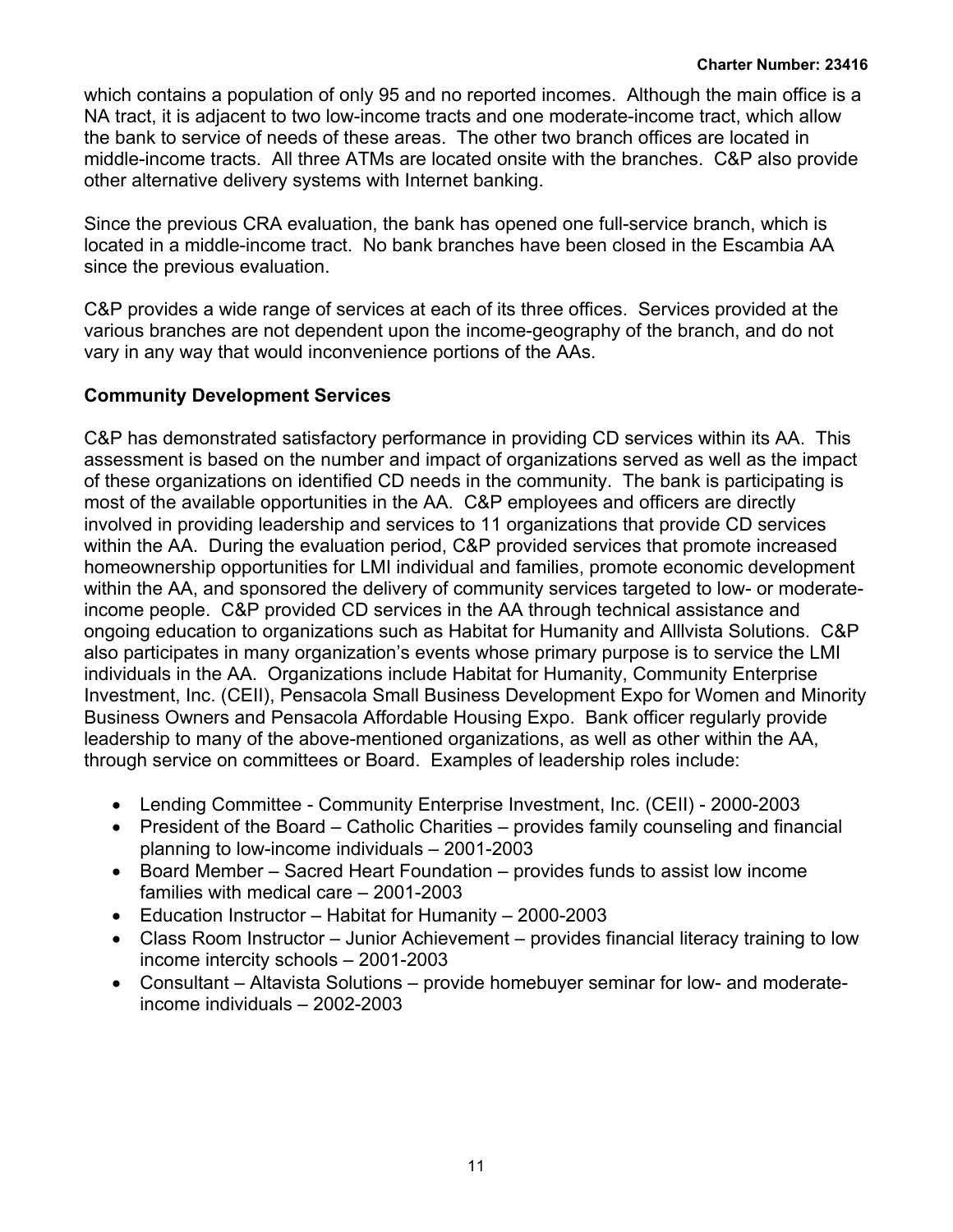which contains a population of only 95 and no reported incomes. Although the main office is a NA tract, it is adjacent to two low-income tracts and one moderate-income tract, which allow the bank to service of needs of these areas. The other two branch offices are located in middle-income tracts. All three ATMs are located onsite with the branches. C&P also provide other alternative delivery systems with Internet banking.

Since the previous CRA evaluation, the bank has opened one full-service branch, which is located in a middle-income tract. No bank branches have been closed in the Escambia AA since the previous evaluation.

C&P provides a wide range of services at each of its three offices. Services provided at the various branches are not dependent upon the income-geography of the branch, and do not vary in any way that would inconvenience portions of the AAs.

### Community Development Services

C&P has demonstrated satisfactory performance in providing CD services within its AA. This assessment is based on the number and impact of organizations served as well as the impact of these organizations on identified CD needs in the community. The bank is participating is most of the available opportunities in the AA. C&P employees and officers are directly involved in providing leadership and services to 11 organizations that provide CD services within the AA. During the evaluation period, C&P provided services that promote increased homeownership opportunities for LMI individual and families, promote economic development within the AA, and sponsored the delivery of community services targeted to low- or moderate-income people. C&P provided CD services in the AA through technical assistance and ongoing education to organizations such as Habitat for Humanity and Alllvista Solutions. C&P also participates in many organization's events whose primary purpose is to service the LMI individuals in the AA. Organizations include Habitat for Humanity, Community Enterprise Investment, Inc. (CEII), Pensacola Small Business Development Expo for Women and Minority Business Owners and Pensacola Affordable Housing Expo. Bank officer regularly provide leadership to many of the above-mentioned organizations, as well as other within the AA, through service on committees or Board. Examples of leadership roles include:

- Lending Committee - Community Enterprise Investment, Inc. (CEII) - 2000-2003
- President of the Board – Catholic Charities – provides family counseling and financial planning to low-income individuals – 2001-2003
- Board Member – Sacred Heart Foundation – provides funds to assist low income families with medical care – 2001-2003
- Education Instructor – Habitat for Humanity – 2000-2003
- Class Room Instructor – Junior Achievement – provides financial literacy training to low income intercity schools – 2001-2003
- Consultant – Altavista Solutions – provide homebuyer seminar for low- and moderate-income individuals – 2002-2003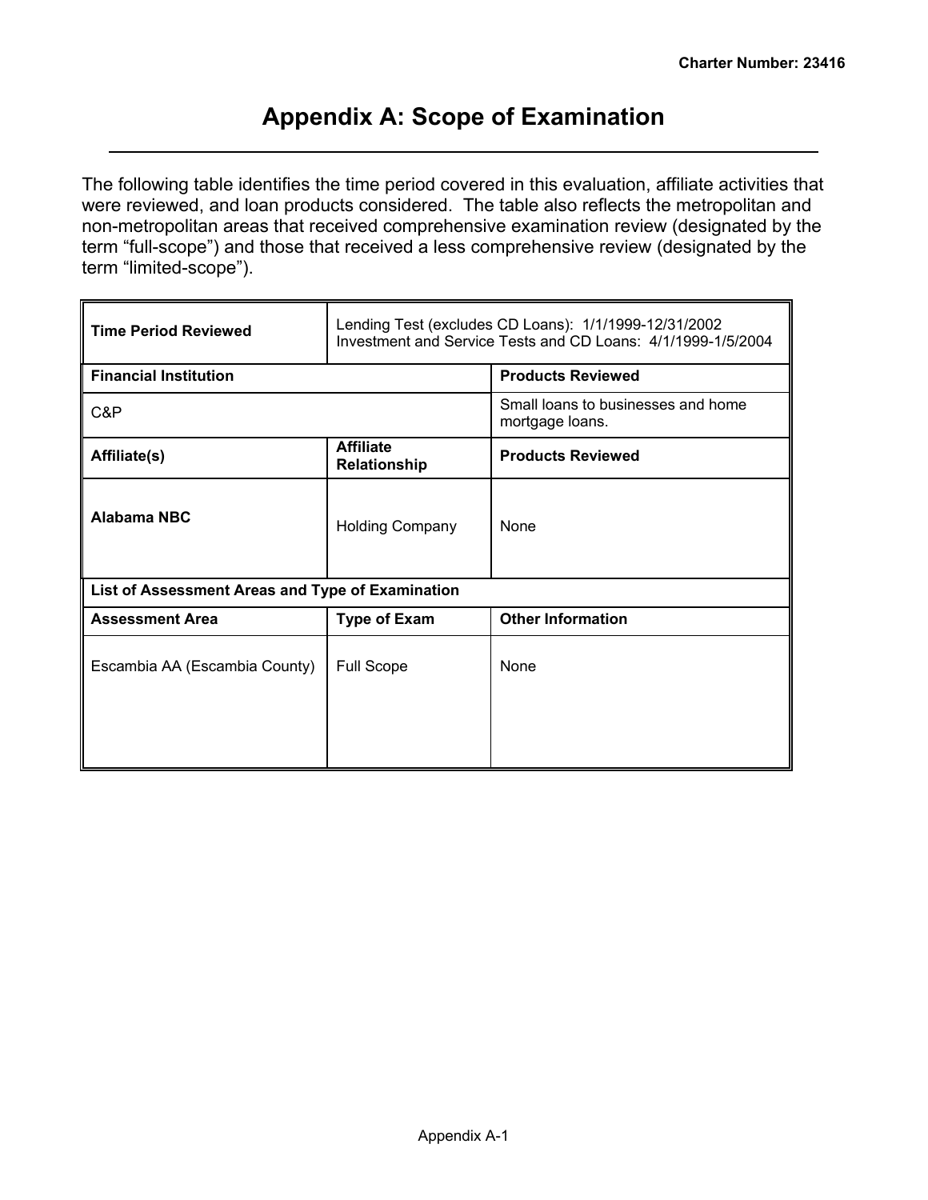# Appendix A: Scope of Examination

The following table identifies the time period covered in this evaluation, affiliate activities that were reviewed, and loan products considered. The table also reflects the metropolitan and non-metropolitan areas that received comprehensive examination review (designated by the term "full-scope") and those that received a less comprehensive review (designated by the term "limited-scope").

| **Time Period Reviewed** | Lending Test (excludes CD Loans): 1/1/1999-12/31/2002<br>Investment and Service Tests and CD Loans: 4/1/1999-1/5/2004 | |
|---|---|---|
| **Financial Institution** | | **Products Reviewed** |
| C&P | | Small loans to businesses and home mortgage loans. |
| **Affiliate(s)** | **Affiliate Relationship** | **Products Reviewed** |
| **Alabama NBC** | Holding Company | None |
| **List of Assessment Areas and Type of Examination** | | |
| **Assessment Area** | **Type of Exam** | **Other Information** |
| Escambia AA (Escambia County) | Full Scope | None |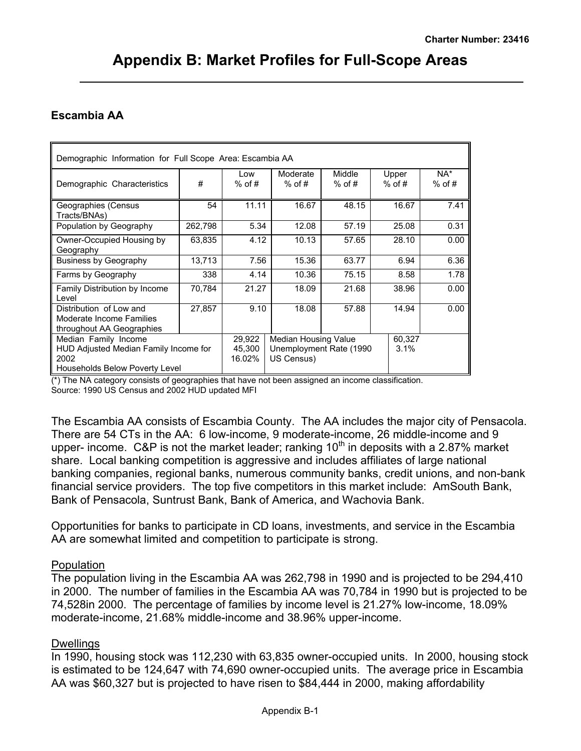# Appendix B: Market Profiles for Full-Scope Areas

### Escambia AA

| Demographic Information for Full Scope Area: Escambia AA | | | | | | |
|---|---|---|---|---|---|---|
| Demographic Characteristics | # | Low % of # | Moderate % of # | Middle % of # | Upper % of # | NA* % of # |
| Geographies (Census Tracts/BNAs) | 54 | 11.11 | 16.67 | 48.15 | 16.67 | 7.41 |
| Population by Geography | 262,798 | 5.34 | 12.08 | 57.19 | 25.08 | 0.31 |
| Owner-Occupied Housing by Geography | 63,835 | 4.12 | 10.13 | 57.65 | 28.10 | 0.00 |
| Business by Geography | 13,713 | 7.56 | 15.36 | 63.77 | 6.94 | 6.36 |
| Farms by Geography | 338 | 4.14 | 10.36 | 75.15 | 8.58 | 1.78 |
| Family Distribution by Income Level | 70,784 | 21.27 | 18.09 | 21.68 | 38.96 | 0.00 |
| Distribution of Low and Moderate Income Families throughout AA Geographies | 27,857 | 9.10 | 18.08 | 57.88 | 14.94 | 0.00 |
| Median Family Income<br>HUD Adjusted Median Family Income for 2002<br>Households Below Poverty Level | | 29,922<br>45,300<br>16.02% | Median Housing Value<br>Unemployment Rate (1990 US Census) | | 60,327<br>3.1% | |

(*) The NA category consists of geographies that have not been assigned an income classification.
Source: 1990 US Census and 2002 HUD updated MFI

The Escambia AA consists of Escambia County. The AA includes the major city of Pensacola. There are 54 CTs in the AA: 6 low-income, 9 moderate-income, 26 middle-income and 9 upper- income. C&P is not the market leader; ranking 10th in deposits with a 2.87% market share. Local banking competition is aggressive and includes affiliates of large national banking companies, regional banks, numerous community banks, credit unions, and non-bank financial service providers. The top five competitors in this market include: AmSouth Bank, Bank of Pensacola, Suntrust Bank, Bank of America, and Wachovia Bank.

Opportunities for banks to participate in CD loans, investments, and service in the Escambia AA are somewhat limited and competition to participate is strong.

Population
The population living in the Escambia AA was 262,798 in 1990 and is projected to be 294,410 in 2000. The number of families in the Escambia AA was 70,784 in 1990 but is projected to be 74,528in 2000. The percentage of families by income level is 21.27% low-income, 18.09% moderate-income, 21.68% middle-income and 38.96% upper-income.

Dwellings
In 1990, housing stock was 112,230 with 63,835 owner-occupied units. In 2000, housing stock is estimated to be 124,647 with 74,690 owner-occupied units. The average price in Escambia AA was $60,327 but is projected to have risen to $84,444 in 2000, making affordability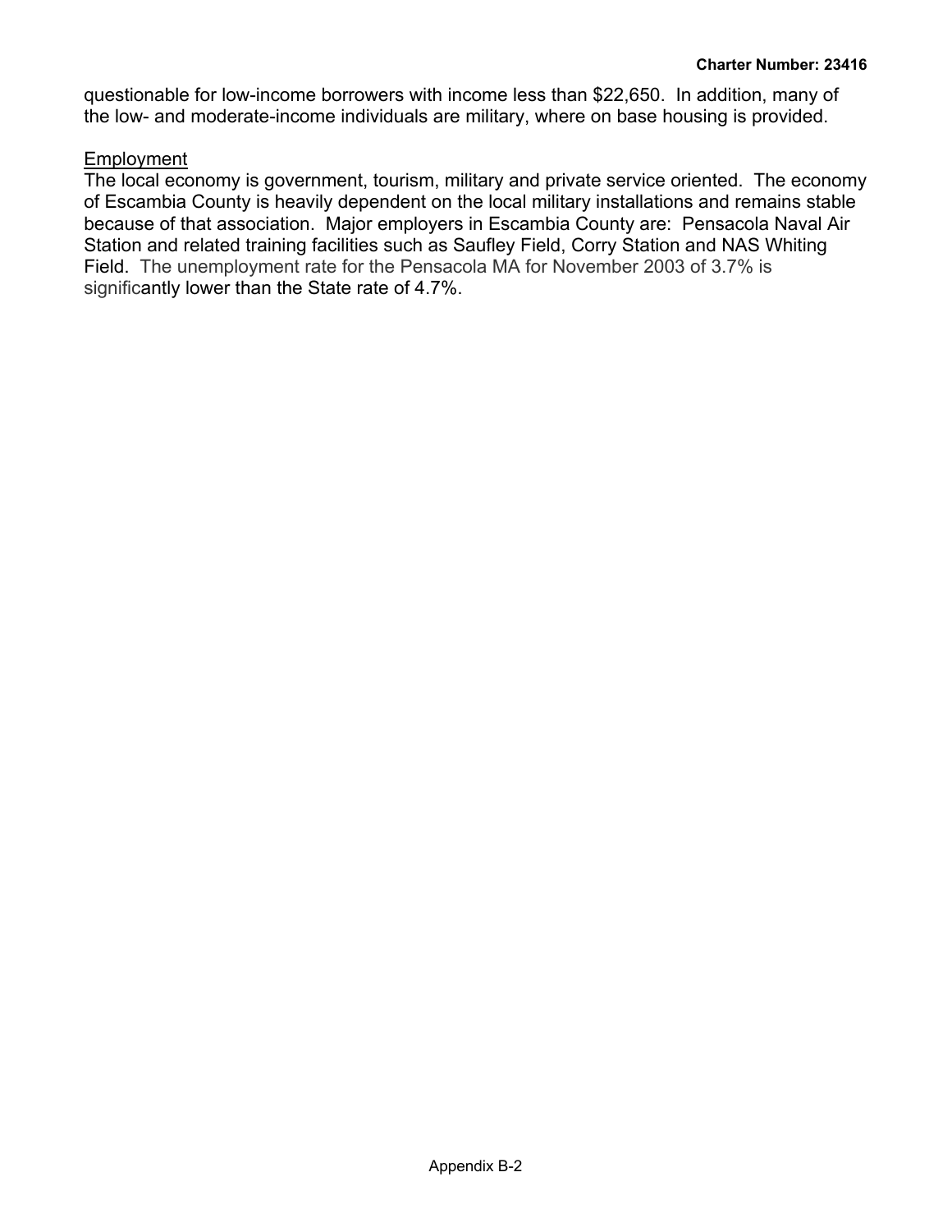questionable for low-income borrowers with income less than $22,650. In addition, many of the low- and moderate-income individuals are military, where on base housing is provided.

Employment

The local economy is government, tourism, military and private service oriented. The economy of Escambia County is heavily dependent on the local military installations and remains stable because of that association. Major employers in Escambia County are: Pensacola Naval Air Station and related training facilities such as Saufley Field, Corry Station and NAS Whiting Field. The unemployment rate for the Pensacola MA for November 2003 of 3.7% is significantly lower than the State rate of 4.7%.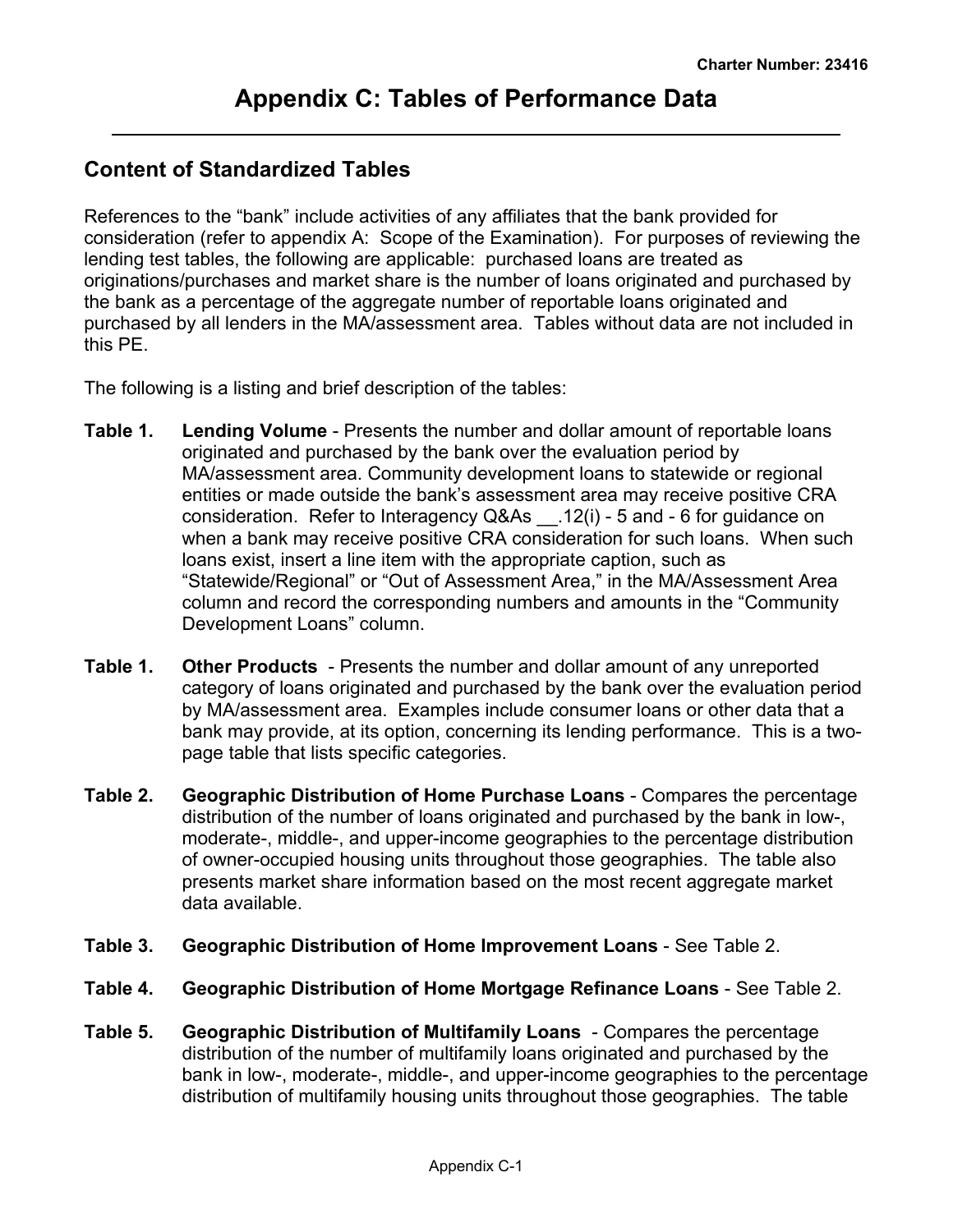# Appendix C: Tables of Performance Data

## Content of Standardized Tables

References to the "bank" include activities of any affiliates that the bank provided for consideration (refer to appendix A: Scope of the Examination). For purposes of reviewing the lending test tables, the following are applicable: purchased loans are treated as originations/purchases and market share is the number of loans originated and purchased by the bank as a percentage of the aggregate number of reportable loans originated and purchased by all lenders in the MA/assessment area. Tables without data are not included in this PE.

The following is a listing and brief description of the tables:

**Table 1. Lending Volume** - Presents the number and dollar amount of reportable loans originated and purchased by the bank over the evaluation period by MA/assessment area. Community development loans to statewide or regional entities or made outside the bank's assessment area may receive positive CRA consideration. Refer to Interagency Q&As __.12(i) - 5 and - 6 for guidance on when a bank may receive positive CRA consideration for such loans. When such loans exist, insert a line item with the appropriate caption, such as "Statewide/Regional" or "Out of Assessment Area," in the MA/Assessment Area column and record the corresponding numbers and amounts in the "Community Development Loans" column.

**Table 1. Other Products** - Presents the number and dollar amount of any unreported category of loans originated and purchased by the bank over the evaluation period by MA/assessment area. Examples include consumer loans or other data that a bank may provide, at its option, concerning its lending performance. This is a two-page table that lists specific categories.

**Table 2. Geographic Distribution of Home Purchase Loans** - Compares the percentage distribution of the number of loans originated and purchased by the bank in low-, moderate-, middle-, and upper-income geographies to the percentage distribution of owner-occupied housing units throughout those geographies. The table also presents market share information based on the most recent aggregate market data available.

**Table 3. Geographic Distribution of Home Improvement Loans** - See Table 2.

**Table 4. Geographic Distribution of Home Mortgage Refinance Loans** - See Table 2.

**Table 5. Geographic Distribution of Multifamily Loans** - Compares the percentage distribution of the number of multifamily loans originated and purchased by the bank in low-, moderate-, middle-, and upper-income geographies to the percentage distribution of multifamily housing units throughout those geographies. The table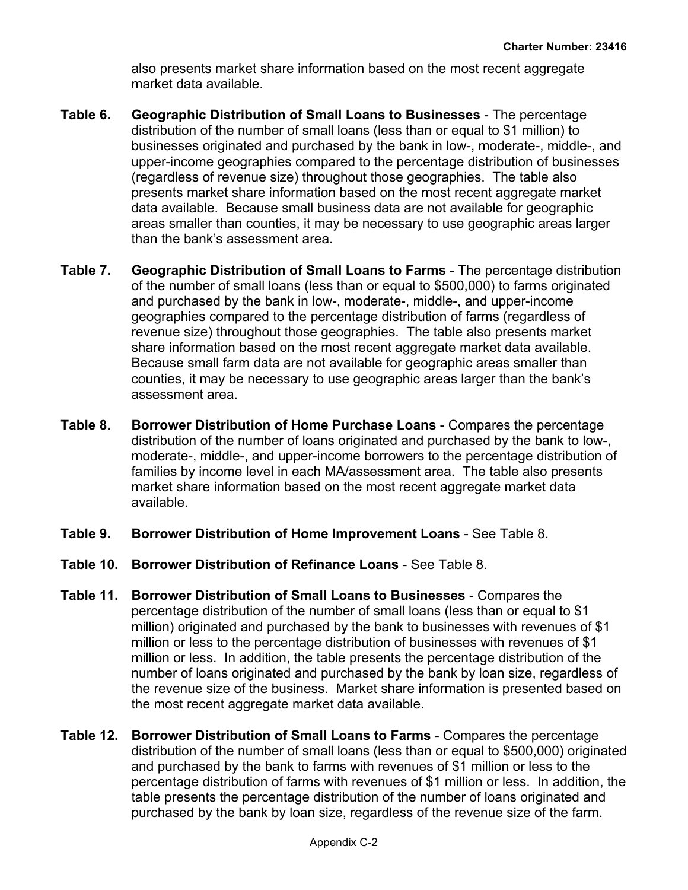also presents market share information based on the most recent aggregate market data available.

**Table 6. Geographic Distribution of Small Loans to Businesses** - The percentage distribution of the number of small loans (less than or equal to $1 million) to businesses originated and purchased by the bank in low-, moderate-, middle-, and upper-income geographies compared to the percentage distribution of businesses (regardless of revenue size) throughout those geographies. The table also presents market share information based on the most recent aggregate market data available. Because small business data are not available for geographic areas smaller than counties, it may be necessary to use geographic areas larger than the bank's assessment area.

**Table 7. Geographic Distribution of Small Loans to Farms** - The percentage distribution of the number of small loans (less than or equal to $500,000) to farms originated and purchased by the bank in low-, moderate-, middle-, and upper-income geographies compared to the percentage distribution of farms (regardless of revenue size) throughout those geographies. The table also presents market share information based on the most recent aggregate market data available. Because small farm data are not available for geographic areas smaller than counties, it may be necessary to use geographic areas larger than the bank's assessment area.

**Table 8. Borrower Distribution of Home Purchase Loans** - Compares the percentage distribution of the number of loans originated and purchased by the bank to low-, moderate-, middle-, and upper-income borrowers to the percentage distribution of families by income level in each MA/assessment area. The table also presents market share information based on the most recent aggregate market data available.

**Table 9. Borrower Distribution of Home Improvement Loans** - See Table 8.

**Table 10. Borrower Distribution of Refinance Loans** - See Table 8.

**Table 11. Borrower Distribution of Small Loans to Businesses** - Compares the percentage distribution of the number of small loans (less than or equal to $1 million) originated and purchased by the bank to businesses with revenues of $1 million or less to the percentage distribution of businesses with revenues of $1 million or less. In addition, the table presents the percentage distribution of the number of loans originated and purchased by the bank by loan size, regardless of the revenue size of the business. Market share information is presented based on the most recent aggregate market data available.

**Table 12. Borrower Distribution of Small Loans to Farms** - Compares the percentage distribution of the number of small loans (less than or equal to $500,000) originated and purchased by the bank to farms with revenues of $1 million or less to the percentage distribution of farms with revenues of $1 million or less. In addition, the table presents the percentage distribution of the number of loans originated and purchased by the bank by loan size, regardless of the revenue size of the farm.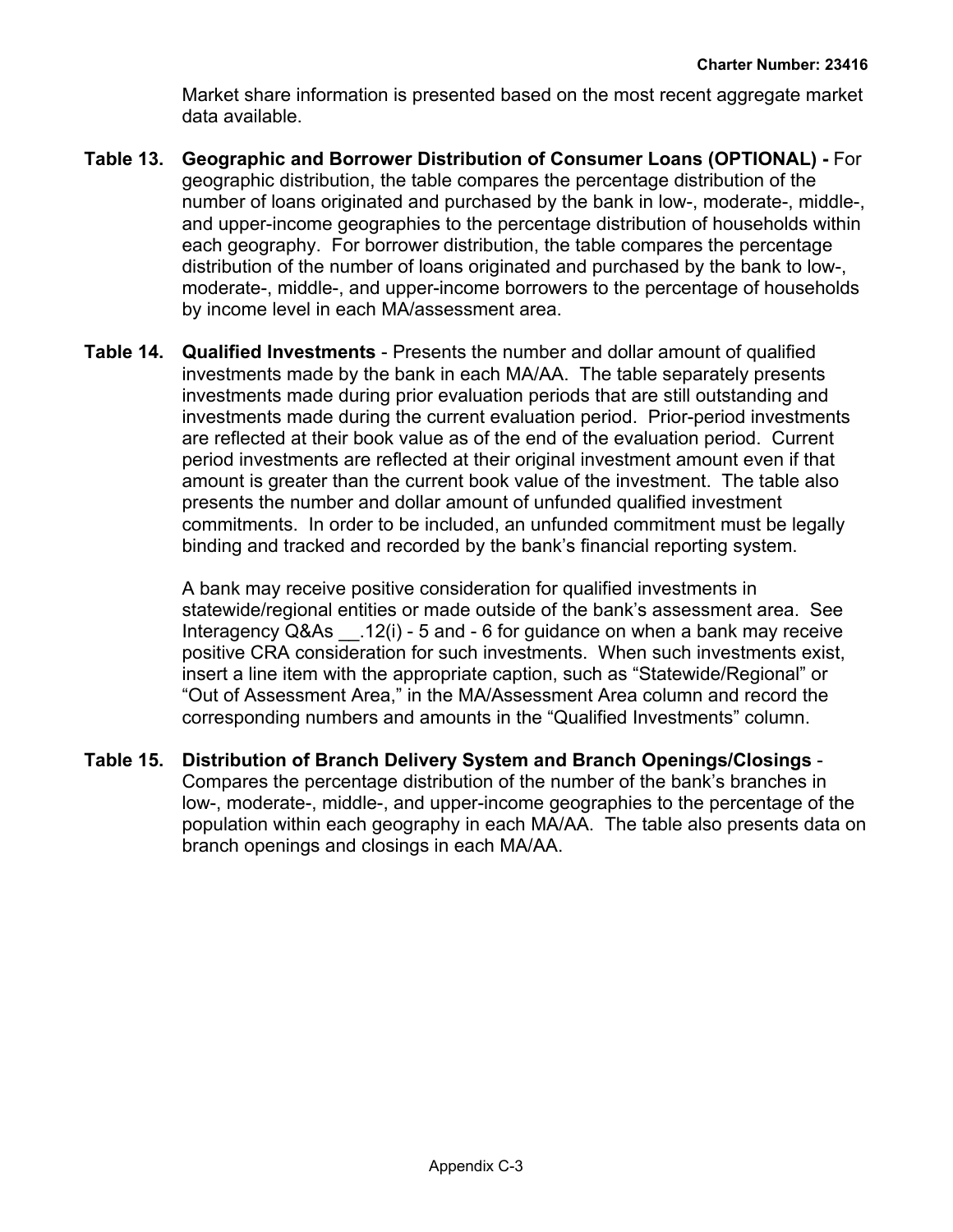Market share information is presented based on the most recent aggregate market data available.

**Table 13. Geographic and Borrower Distribution of Consumer Loans (OPTIONAL) -** For geographic distribution, the table compares the percentage distribution of the number of loans originated and purchased by the bank in low-, moderate-, middle-, and upper-income geographies to the percentage distribution of households within each geography. For borrower distribution, the table compares the percentage distribution of the number of loans originated and purchased by the bank to low-, moderate-, middle-, and upper-income borrowers to the percentage of households by income level in each MA/assessment area.

**Table 14. Qualified Investments** - Presents the number and dollar amount of qualified investments made by the bank in each MA/AA. The table separately presents investments made during prior evaluation periods that are still outstanding and investments made during the current evaluation period. Prior-period investments are reflected at their book value as of the end of the evaluation period. Current period investments are reflected at their original investment amount even if that amount is greater than the current book value of the investment. The table also presents the number and dollar amount of unfunded qualified investment commitments. In order to be included, an unfunded commitment must be legally binding and tracked and recorded by the bank's financial reporting system.

A bank may receive positive consideration for qualified investments in statewide/regional entities or made outside of the bank's assessment area. See Interagency Q&As __.12(i) - 5 and - 6 for guidance on when a bank may receive positive CRA consideration for such investments. When such investments exist, insert a line item with the appropriate caption, such as "Statewide/Regional" or "Out of Assessment Area," in the MA/Assessment Area column and record the corresponding numbers and amounts in the "Qualified Investments" column.

**Table 15. Distribution of Branch Delivery System and Branch Openings/Closings** - Compares the percentage distribution of the number of the bank's branches in low-, moderate-, middle-, and upper-income geographies to the percentage of the population within each geography in each MA/AA. The table also presents data on branch openings and closings in each MA/AA.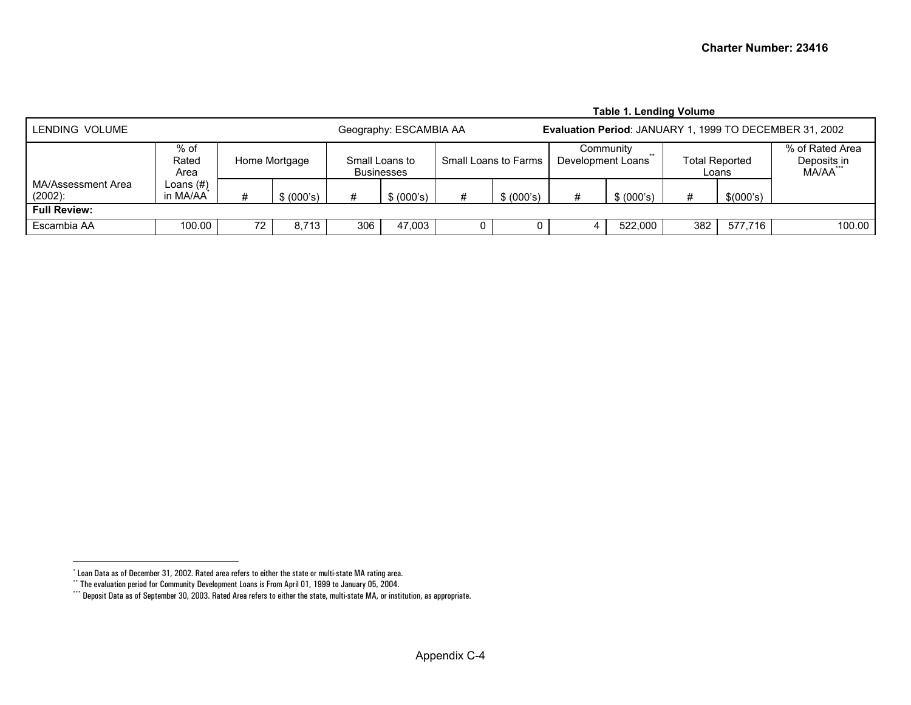**Table 1. Lending Volume**

| LENDING VOLUME | | Geography: ESCAMBIA AA | | | | | | Evaluation Period: JANUARY 1, 1999 TO DECEMBER 31, 2002 | | | | |
|---|---|---|---|---|---|---|---|---|---|---|---|---|
| MA/Assessment Area (2002): | % of Rated Area Loans (#) in MA/AA* | Home Mortgage | | Small Loans to Businesses | | Small Loans to Farms | | Community Development Loans** | | Total Reported Loans | | % of Rated Area Deposits in MA/AA*** |
| | | # | $ (000's) | # | $ (000's) | # | $ (000's) | # | $ (000's) | # | $(000's) | |
| **Full Review:** | | | | | | | | | | | | |
| Escambia AA | 100.00 | 72 | 8,713 | 306 | 47,003 | 0 | 0 | 4 | 522,000 | 382 | 577,716 | 100.00 |

\* Loan Data as of December 31, 2002. Rated area refers to either the state or multi-state MA rating area.

\** The evaluation period for Community Development Loans is From April 01, 1999 to January 05, 2004.

\*** Deposit Data as of September 30, 2003. Rated Area refers to either the state, multi-state MA, or institution, as appropriate.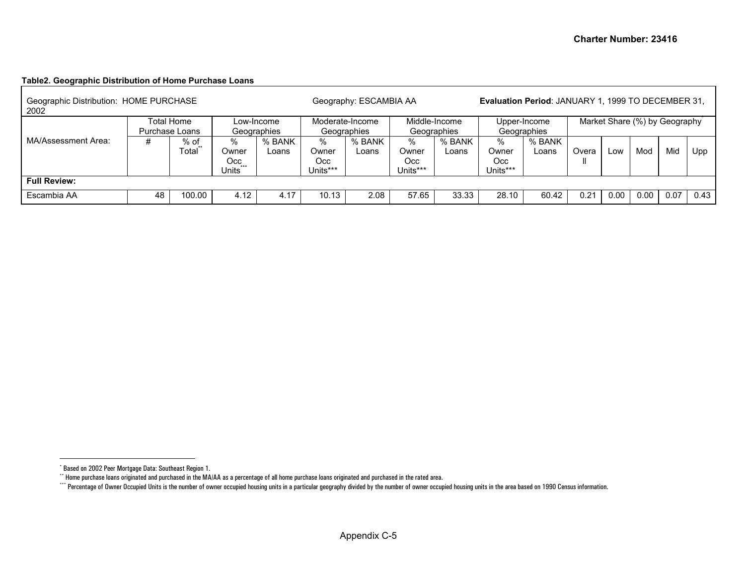**Table2. Geographic Distribution of Home Purchase Loans**

| Geographic Distribution: HOME PURCHASE | | | Geography: ESCAMBIA AA | | | | Evaluation Period: JANUARY 1, 1999 TO DECEMBER 31, 2002 | | | | | | | | |
|---|---|---|---|---|---|---|---|---|---|---|---|---|---|---|---|
| | Total Home Purchase Loans | | Low-Income Geographies | | Moderate-Income Geographies | | Middle-Income Geographies | | Upper-Income Geographies | | Market Share (%) by Geography* | | | | |
| MA/Assessment Area: | # | % of Total** | % Owner Occ Units*** | % BANK Loans | % Owner Occ Units*** | % BANK Loans | % Owner Occ Units*** | % BANK Loans | % Owner Occ Units*** | % BANK Loans | Overall | Low | Mod | Mid | Upp |
| **Full Review:** | | | | | | | | | | | | | | | |
| Escambia AA | 48 | 100.00 | 4.12 | 4.17 | 10.13 | 2.08 | 57.65 | 33.33 | 28.10 | 60.42 | 0.21 | 0.00 | 0.00 | 0.07 | 0.43 |

* Based on 2002 Peer Mortgage Data: Southeast Region 1.

** Home purchase loans originated and purchased in the MA/AA as a percentage of all home purchase loans originated and purchased in the rated area.

*** Percentage of Owner Occupied Units is the number of owner occupied housing units in a particular geography divided by the number of owner occupied housing units in the area based on 1990 Census information.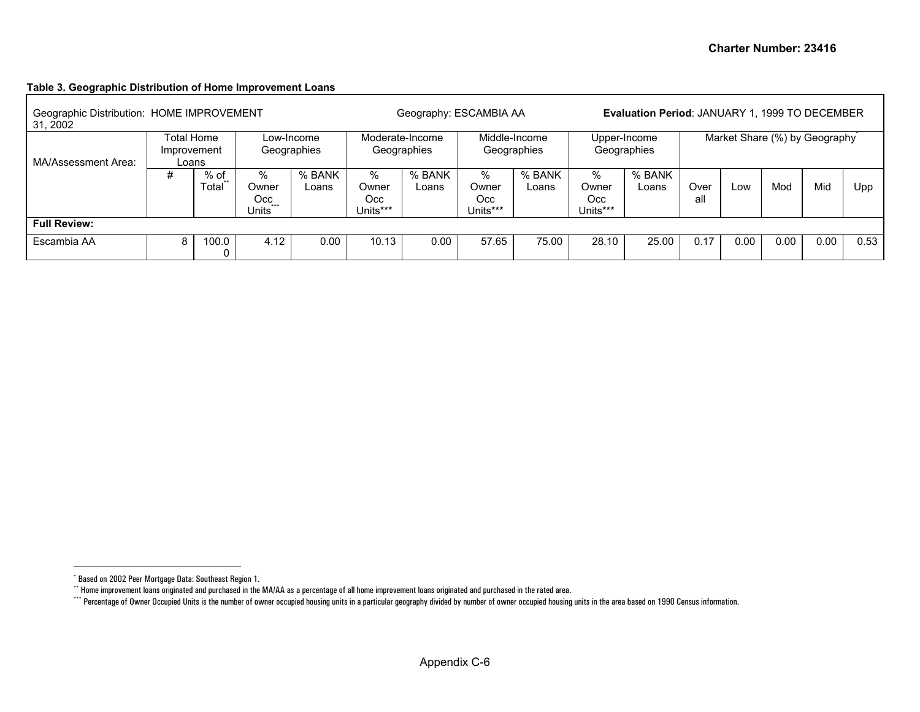**Table 3. Geographic Distribution of Home Improvement Loans**

| Geographic Distribution: HOME IMPROVEMENT | | | Geography: ESCAMBIA AA | | | | | | **Evaluation Period**: JANUARY 1, 1999 TO DECEMBER 31, 2002 | | | | | | |
|---|---|---|---|---|---|---|---|---|---|---|---|---|---|---|---|
| MA/Assessment Area: | Total Home Improvement Loans | | Low-Income Geographies | | Moderate-Income Geographies | | Middle-Income Geographies | | Upper-Income Geographies | | Market Share (%) by Geography* | | | | |
| | # | % of Total** | % Owner Occ Units*** | % BANK Loans | % Owner Occ Units*** | % BANK Loans | % Owner Occ Units*** | % BANK Loans | % Owner Occ Units*** | % BANK Loans | Overall | Low | Mod | Mid | Upp |
| **Full Review:** | | | | | | | | | | | | | | | |
| Escambia AA | 8 | 100.00 | 4.12 | 0.00 | 10.13 | 0.00 | 57.65 | 75.00 | 28.10 | 25.00 | 0.17 | 0.00 | 0.00 | 0.00 | 0.53 |

* Based on 2002 Peer Mortgage Data: Southeast Region 1.

** Home improvement loans originated and purchased in the MA/AA as a percentage of all home improvement loans originated and purchased in the rated area.

*** Percentage of Owner Occupied Units is the number of owner occupied housing units in a particular geography divided by number of owner occupied housing units in the area based on 1990 Census information.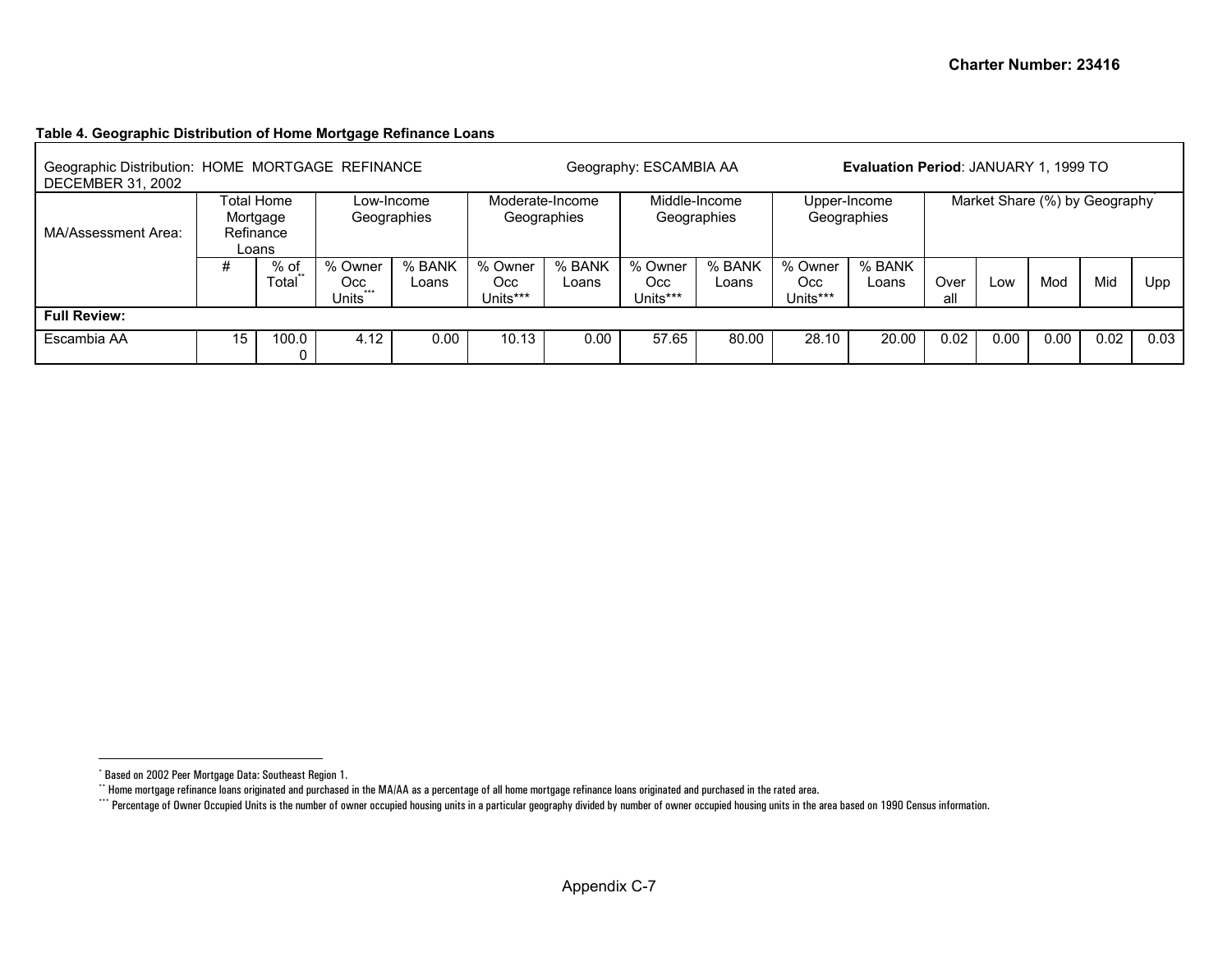**Table 4. Geographic Distribution of Home Mortgage Refinance Loans**

| Geographic Distribution: HOME MORTGAGE REFINANCE | | | Geography: ESCAMBIA AA | | | | | | Evaluation Period: JANUARY 1, 1999 TO DECEMBER 31, 2002 | | | | | | |
|---|---|---|---|---|---|---|---|---|---|---|---|---|---|---|---|
| MA/Assessment Area: | Total Home Mortgage Refinance Loans | | Low-Income Geographies | | Moderate-Income Geographies | | Middle-Income Geographies | | Upper-Income Geographies | | Market Share (%) by Geography* | | | | |
| | # | % of Total** | % Owner Occ Units*** | % BANK Loans | % Owner Occ Units*** | % BANK Loans | % Owner Occ Units*** | % BANK Loans | % Owner Occ Units*** | % BANK Loans | Overall | Low | Mod | Mid | Upp |
| **Full Review:** | | | | | | | | | | | | | | | |
| Escambia AA | 15 | 100.00 | 4.12 | 0.00 | 10.13 | 0.00 | 57.65 | 80.00 | 28.10 | 20.00 | 0.02 | 0.00 | 0.00 | 0.02 | 0.03 |

* Based on 2002 Peer Mortgage Data: Southeast Region 1.

** Home mortgage refinance loans originated and purchased in the MA/AA as a percentage of all home mortgage refinance loans originated and purchased in the rated area.

*** Percentage of Owner Occupied Units is the number of owner occupied housing units in a particular geography divided by number of owner occupied housing units in the area based on 1990 Census information.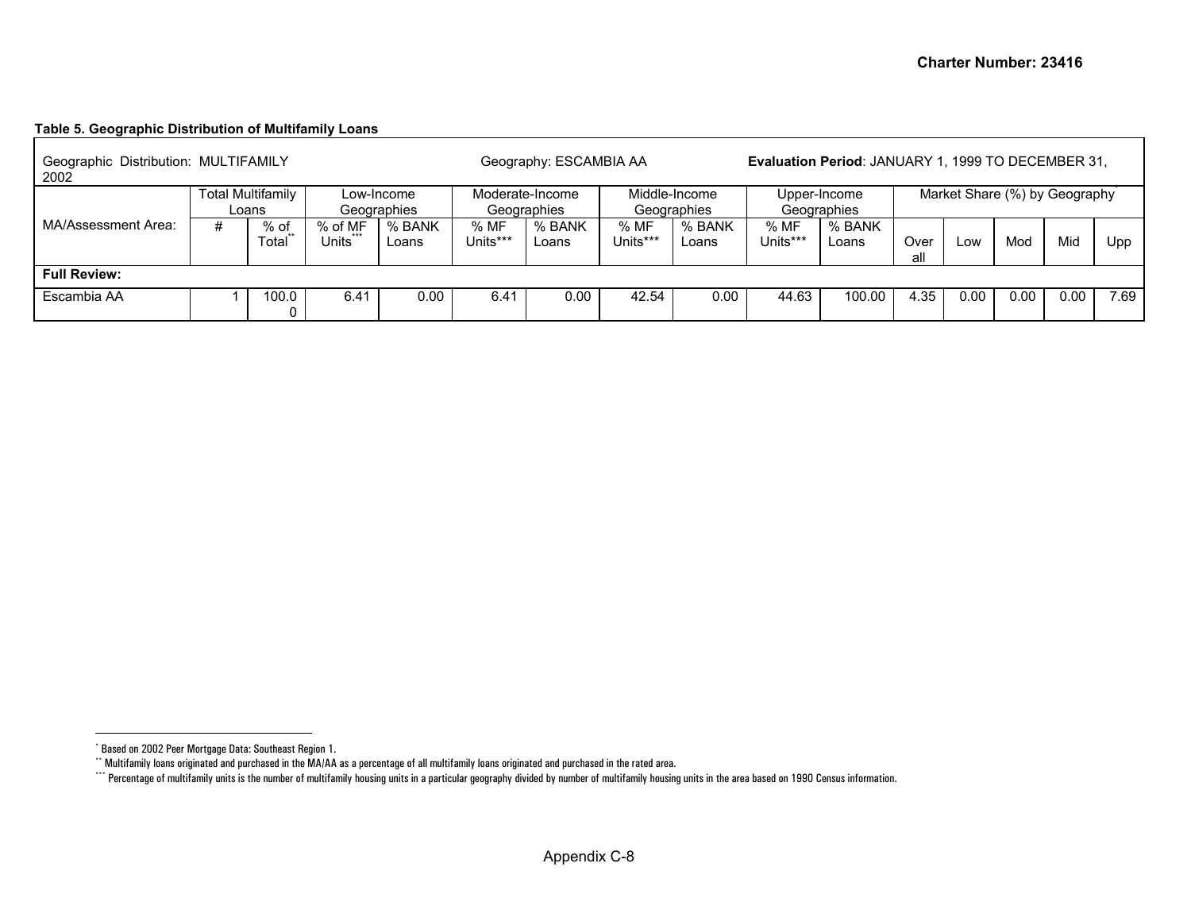**Table 5. Geographic Distribution of Multifamily Loans**

| Geographic Distribution: MULTIFAMILY | | | Geography: ESCAMBIA AA | | | | Evaluation Period: JANUARY 1, 1999 TO DECEMBER 31, 2002 | | | | | | | | |
|---|---|---|---|---|---|---|---|---|---|---|---|---|---|---|---|
| | Total Multifamily Loans | | Low-Income Geographies | | Moderate-Income Geographies | | Middle-Income Geographies | | Upper-Income Geographies | | Market Share (%) by Geography* | | | | |
| MA/Assessment Area: | # | % of Total** | % of MF Units*** | % BANK Loans | % MF Units*** | % BANK Loans | % MF Units*** | % BANK Loans | % MF Units*** | % BANK Loans | Overall | Low | Mod | Mid | Upp |
| **Full Review:** | | | | | | | | | | | | | | | |
| Escambia AA | 1 | 100.00 | 6.41 | 0.00 | 6.41 | 0.00 | 42.54 | 0.00 | 44.63 | 100.00 | 4.35 | 0.00 | 0.00 | 0.00 | 7.69 |

\* Based on 2002 Peer Mortgage Data: Southeast Region 1.

\** Multifamily loans originated and purchased in the MA/AA as a percentage of all multifamily loans originated and purchased in the rated area.

\*** Percentage of multifamily units is the number of multifamily housing units in a particular geography divided by number of multifamily housing units in the area based on 1990 Census information.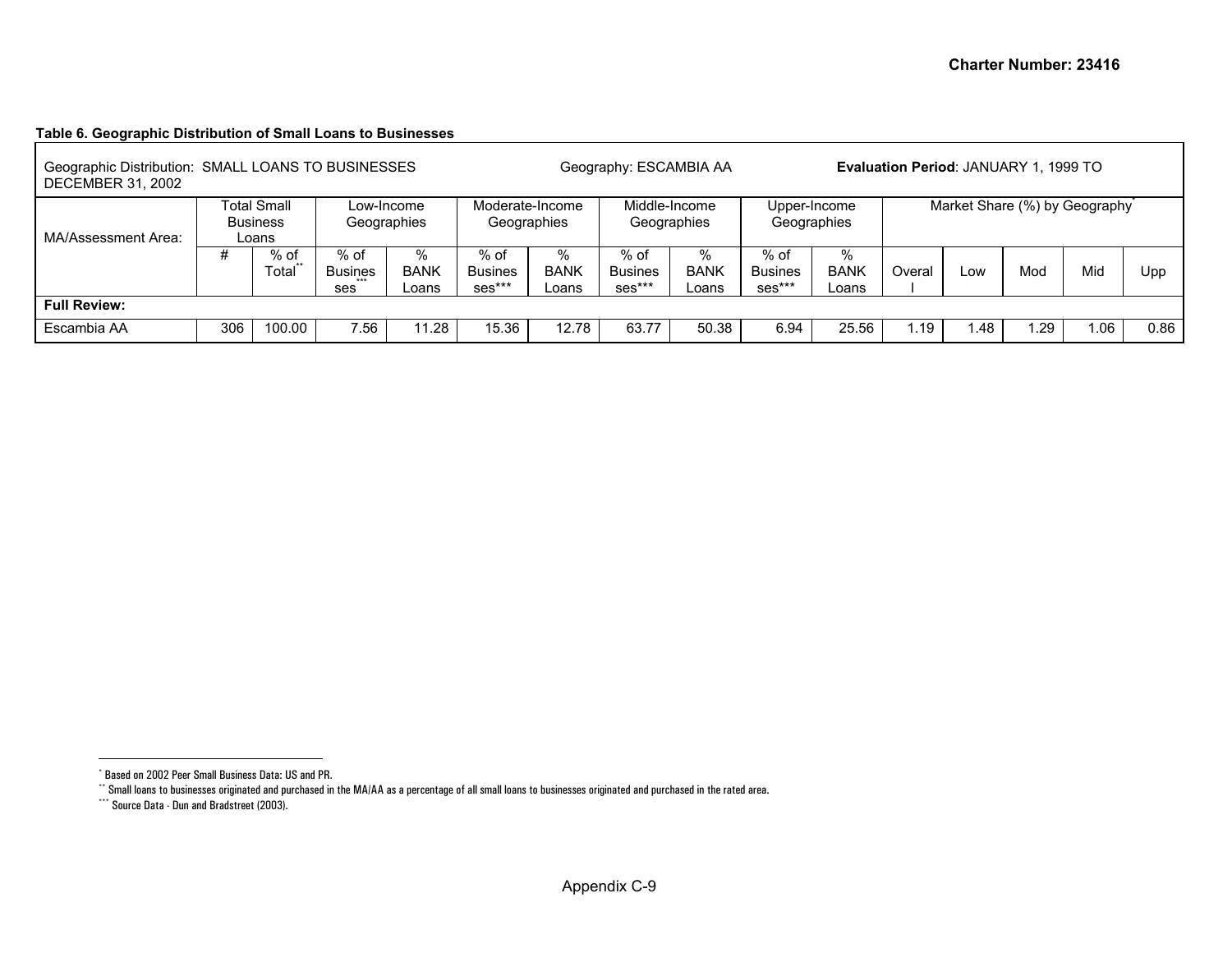**Table 6. Geographic Distribution of Small Loans to Businesses**

| Geographic Distribution: SMALL LOANS TO BUSINESSES | | | | | | | Geography: ESCAMBIA AA | | | | **Evaluation Period**: JANUARY 1, 1999 TO DECEMBER 31, 2002 | | | | |
|---|---|---|---|---|---|---|---|---|---|---|---|---|---|---|---|
| MA/Assessment Area: | Total Small Business Loans | | Low-Income Geographies | | Moderate-Income Geographies | | Middle-Income Geographies | | Upper-Income Geographies | | Market Share (%) by Geography* | | | | |
| | # | % of Total** | % of Businesses*** | % BANK Loans | % of Businesses*** | % BANK Loans | % of Businesses*** | % BANK Loans | % of Businesses*** | % BANK Loans | Overall | Low | Mod | Mid | Upp |
| **Full Review:** | | | | | | | | | | | | | | | |
| Escambia AA | 306 | 100.00 | 7.56 | 11.28 | 15.36 | 12.78 | 63.77 | 50.38 | 6.94 | 25.56 | 1.19 | 1.48 | 1.29 | 1.06 | 0.86 |

\* Based on 2002 Peer Small Business Data: US and PR.

\*\* Small loans to businesses originated and purchased in the MA/AA as a percentage of all small loans to businesses originated and purchased in the rated area.

\*\*\* Source Data - Dun and Bradstreet (2003).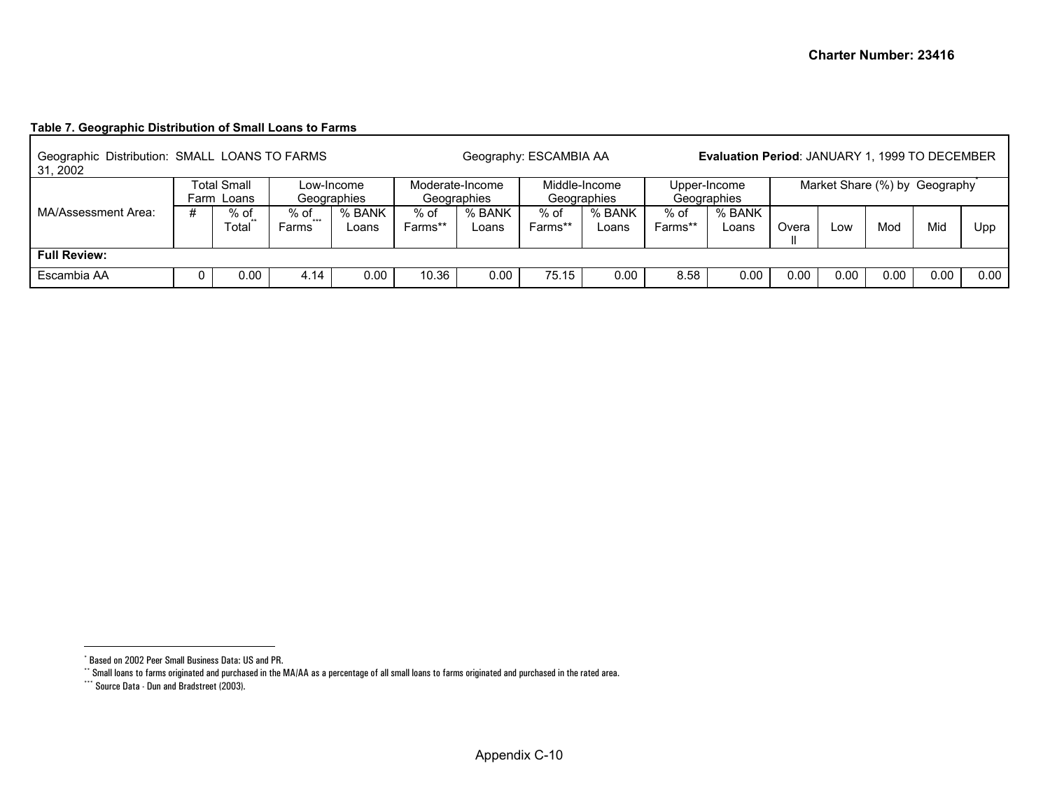**Table 7. Geographic Distribution of Small Loans to Farms**

| Geographic Distribution: SMALL LOANS TO FARMS | | | Geography: ESCAMBIA AA | | | | | | | | **Evaluation Period**: JANUARY 1, 1999 TO DECEMBER 31, 2002 | | | | |
|---|---|---|---|---|---|---|---|---|---|---|---|---|---|---|---|
| | Total Small Farm Loans | | Low-Income Geographies | | Moderate-Income Geographies | | Middle-Income Geographies | | Upper-Income Geographies | | Market Share (%) by Geography* | | | | |
| MA/Assessment Area: | # | % of Total** | % of Farms*** | % BANK Loans | % of Farms** | % BANK Loans | % of Farms** | % BANK Loans | % of Farms** | % BANK Loans | Overall | Low | Mod | Mid | Upp |
| **Full Review:** | | | | | | | | | | | | | | | |
| Escambia AA | 0 | 0.00 | 4.14 | 0.00 | 10.36 | 0.00 | 75.15 | 0.00 | 8.58 | 0.00 | 0.00 | 0.00 | 0.00 | 0.00 | 0.00 |

* Based on 2002 Peer Small Business Data: US and PR.

** Small loans to farms originated and purchased in the MA/AA as a percentage of all small loans to farms originated and purchased in the rated area.

*** Source Data - Dun and Bradstreet (2003).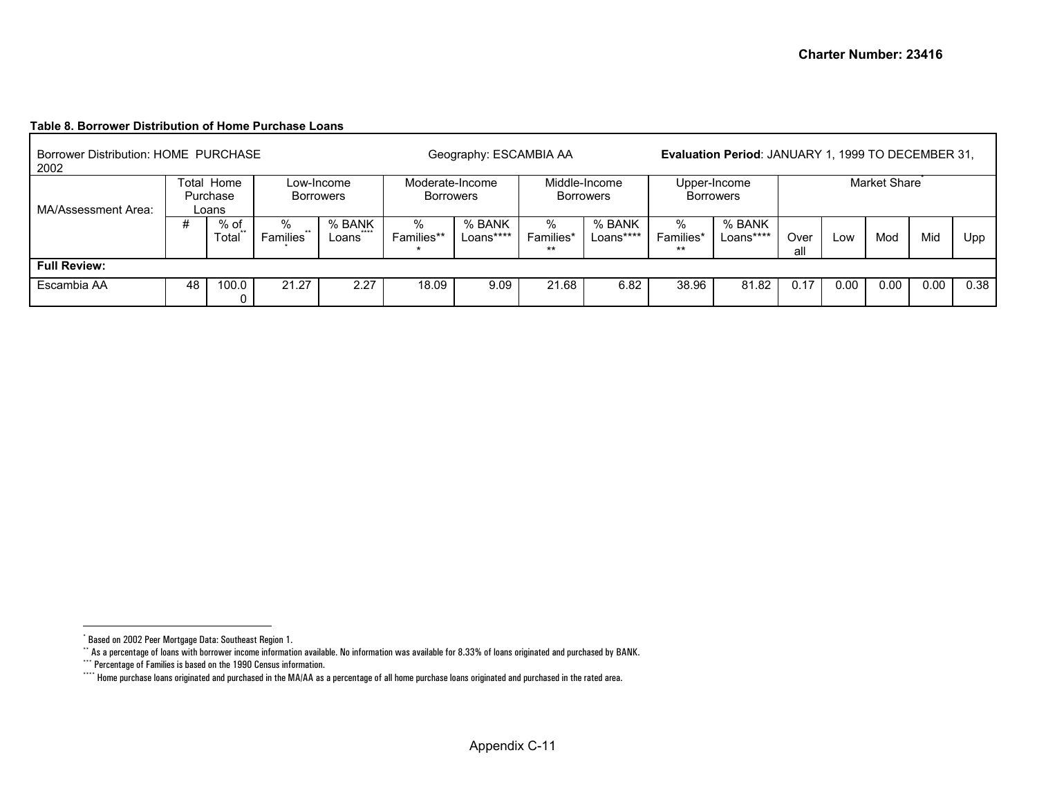**Table 8. Borrower Distribution of Home Purchase Loans**

| Borrower Distribution: HOME PURCHASE | | | Geography: ESCAMBIA AA | | | | | | **Evaluation Period**: JANUARY 1, 1999 TO DECEMBER 31, 2002 | | | | | | |
|---|---|---|---|---|---|---|---|---|---|---|---|---|---|---|---|
| MA/Assessment Area: | Total Home Purchase Loans | | Low-Income Borrowers | | Moderate-Income Borrowers | | Middle-Income Borrowers | | Upper-Income Borrowers | | Market Share* | | | | |
| | # | % of Total** | % Families*** | % BANK Loans**** | % Families*** | % BANK Loans**** | % Families*** | % BANK Loans**** | % Families*** | % BANK Loans**** | Overall | Low | Mod | Mid | Upp |
| **Full Review:** | | | | | | | | | | | | | | | |
| Escambia AA | 48 | 100.00 | 21.27 | 2.27 | 18.09 | 9.09 | 21.68 | 6.82 | 38.96 | 81.82 | 0.17 | 0.00 | 0.00 | 0.00 | 0.38 |

* Based on 2002 Peer Mortgage Data: Southeast Region 1.

** As a percentage of loans with borrower income information available. No information was available for 8.33% of loans originated and purchased by BANK.

*** Percentage of Families is based on the 1990 Census information.

**** Home purchase loans originated and purchased in the MA/AA as a percentage of all home purchase loans originated and purchased in the rated area.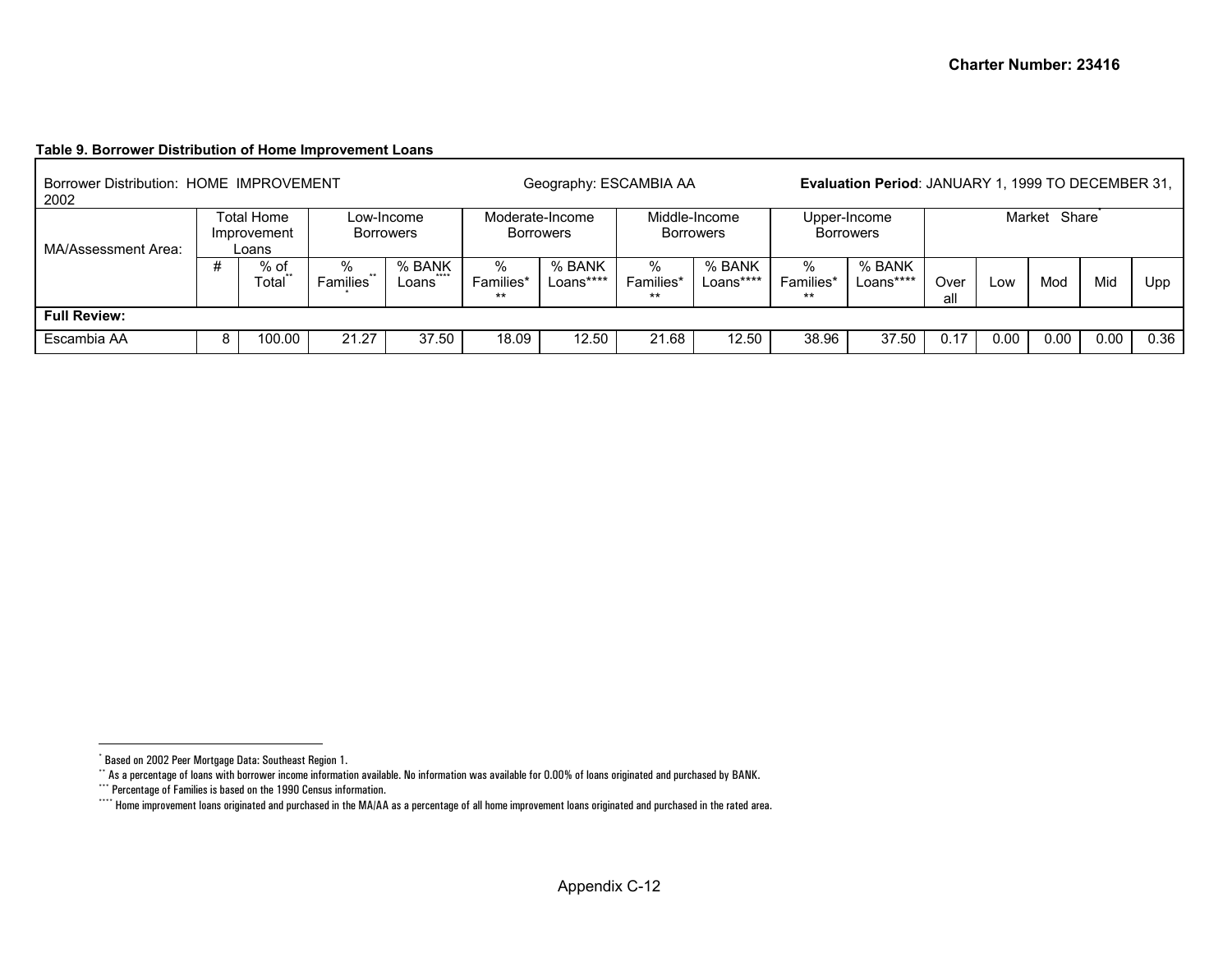**Table 9. Borrower Distribution of Home Improvement Loans**

| Borrower Distribution: HOME IMPROVEMENT | | | Geography: ESCAMBIA AA | | | | | | | | Evaluation Period: JANUARY 1, 1999 TO DECEMBER 31, 2002 | | | | |
|---|---|---|---|---|---|---|---|---|---|---|---|---|---|---|---|
| MA/Assessment Area: | Total Home Improvement Loans | | Low-Income Borrowers | | Moderate-Income Borrowers | | Middle-Income Borrowers | | Upper-Income Borrowers | | Market Share* | | | | |
| | # | % of Total** | % Families*** | % BANK Loans**** | % Families*** | % BANK Loans**** | % Families*** | % BANK Loans**** | % Families*** | % BANK Loans**** | Overall | Low | Mod | Mid | Upp |
| **Full Review:** | | | | | | | | | | | | | | | |
| Escambia AA | 8 | 100.00 | 21.27 | 37.50 | 18.09 | 12.50 | 21.68 | 12.50 | 38.96 | 37.50 | 0.17 | 0.00 | 0.00 | 0.00 | 0.36 |

* Based on 2002 Peer Mortgage Data: Southeast Region 1.

** As a percentage of loans with borrower income information available. No information was available for 0.00% of loans originated and purchased by BANK.

*** Percentage of Families is based on the 1990 Census information.

**** Home improvement loans originated and purchased in the MA/AA as a percentage of all home improvement loans originated and purchased in the rated area.

Appendix C-12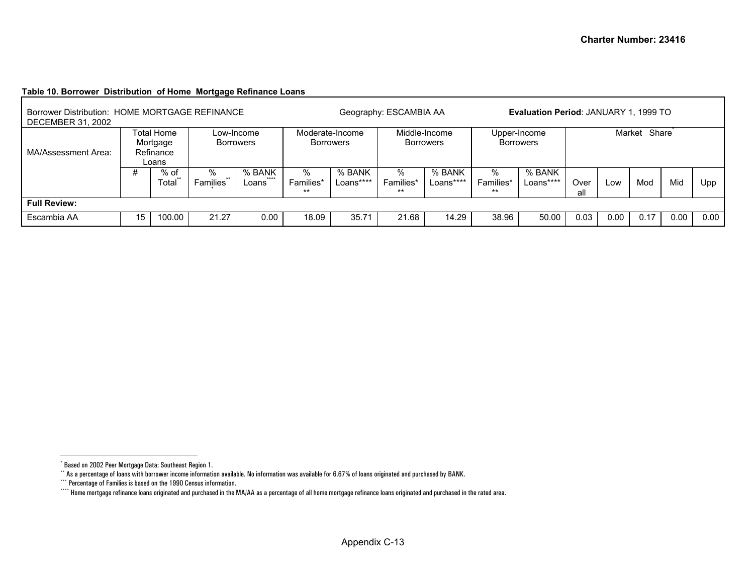**Table 10. Borrower Distribution of Home Mortgage Refinance Loans**

| Borrower Distribution: HOME MORTGAGE REFINANCE | | | Geography: ESCAMBIA AA | | | | | | | **Evaluation Period**: JANUARY 1, 1999 TO DECEMBER 31, 2002 | | | | | | |
|---|---|---|---|---|---|---|---|---|---|---|---|---|---|---|---|---|
| MA/Assessment Area: | Total Home Mortgage Refinance Loans | | Low-Income Borrowers | | Moderate-Income Borrowers | | Middle-Income Borrowers | | Upper-Income Borrowers | | Market Share* | | | | | |
| | # | % of Total** | % Families*** | % BANK Loans**** | % Families*** | % BANK Loans**** | % Families*** | % BANK Loans**** | % Families*** | % BANK Loans**** | Overall | Low | Mod | Mid | Upp |
| **Full Review:** | | | | | | | | | | | | | | | | |
| Escambia AA | 15 | 100.00 | 21.27 | 0.00 | 18.09 | 35.71 | 21.68 | 14.29 | 38.96 | 50.00 | 0.03 | 0.00 | 0.17 | 0.00 | 0.00 |

* Based on 2002 Peer Mortgage Data: Southeast Region 1.

** As a percentage of loans with borrower income information available. No information was available for 6.67% of loans originated and purchased by BANK.

*** Percentage of Families is based on the 1990 Census information.

**** Home mortgage refinance loans originated and purchased in the MA/AA as a percentage of all home mortgage refinance loans originated and purchased in the rated area.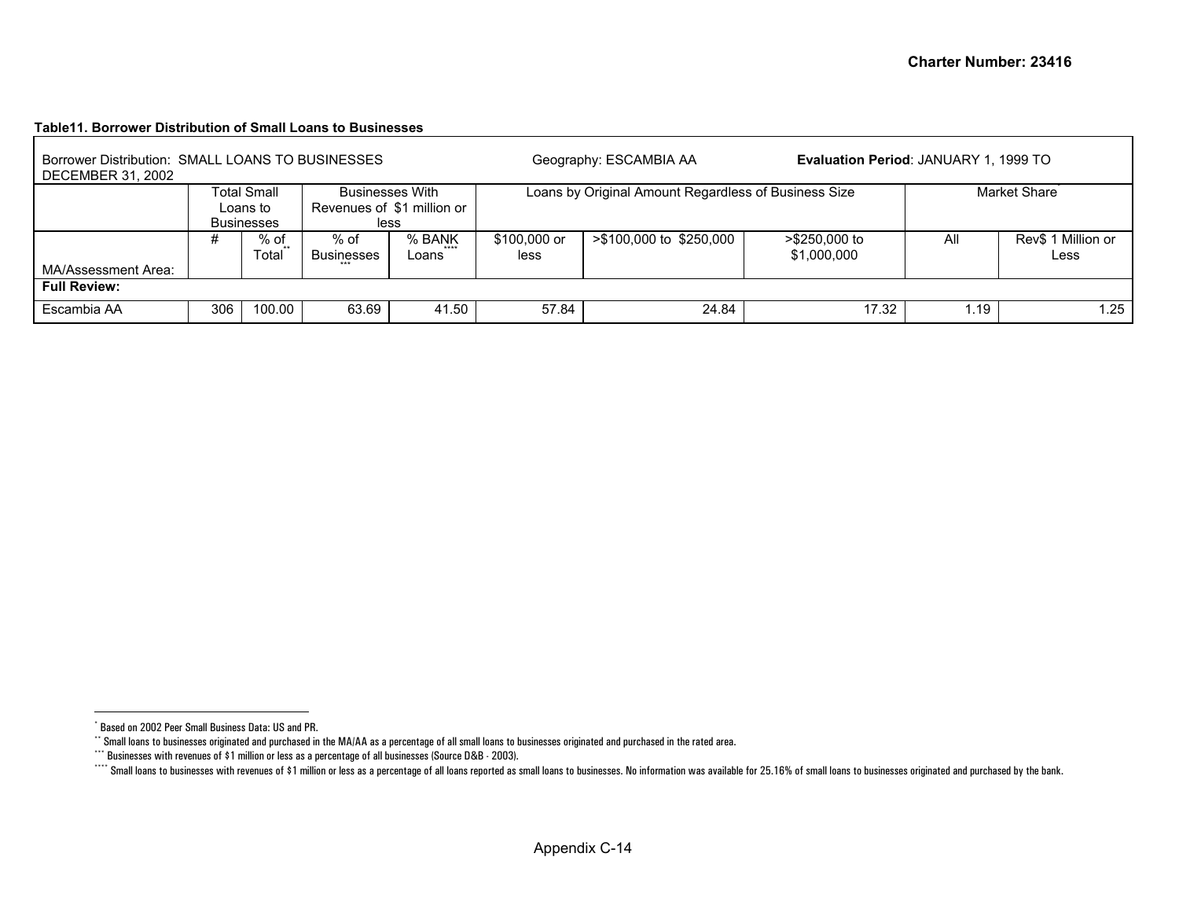**Table11. Borrower Distribution of Small Loans to Businesses**

| Borrower Distribution: SMALL LOANS TO BUSINESSES | | | Geography: ESCAMBIA AA | | | | **Evaluation Period**: JANUARY 1, 1999 TO DECEMBER 31, 2002 | | |
|---|---|---|---|---|---|---|---|---|---|
| | Total Small Loans to Businesses | | Businesses With Revenues of $1 million or less | | Loans by Original Amount Regardless of Business Size | | | Market Share* | |
| MA/Assessment Area: | # | % of Total** | % of Businesses*** | % BANK Loans**** | $100,000 or less | >$100,000 to $250,000 | >$250,000 to $1,000,000 | All | Rev$ 1 Million or Less |
| **Full Review:** | | | | | | | | | |
| Escambia AA | 306 | 100.00 | 63.69 | 41.50 | 57.84 | 24.84 | 17.32 | 1.19 | 1.25 |

\* Based on 2002 Peer Small Business Data: US and PR.

\*\* Small loans to businesses originated and purchased in the MA/AA as a percentage of all small loans to businesses originated and purchased in the rated area.

\*\*\* Businesses with revenues of $1 million or less as a percentage of all businesses (Source D&B - 2003).

\*\*\*\* Small loans to businesses with revenues of $1 million or less as a percentage of all loans reported as small loans to businesses. No information was available for 25.16% of small loans to businesses originated and purchased by the bank.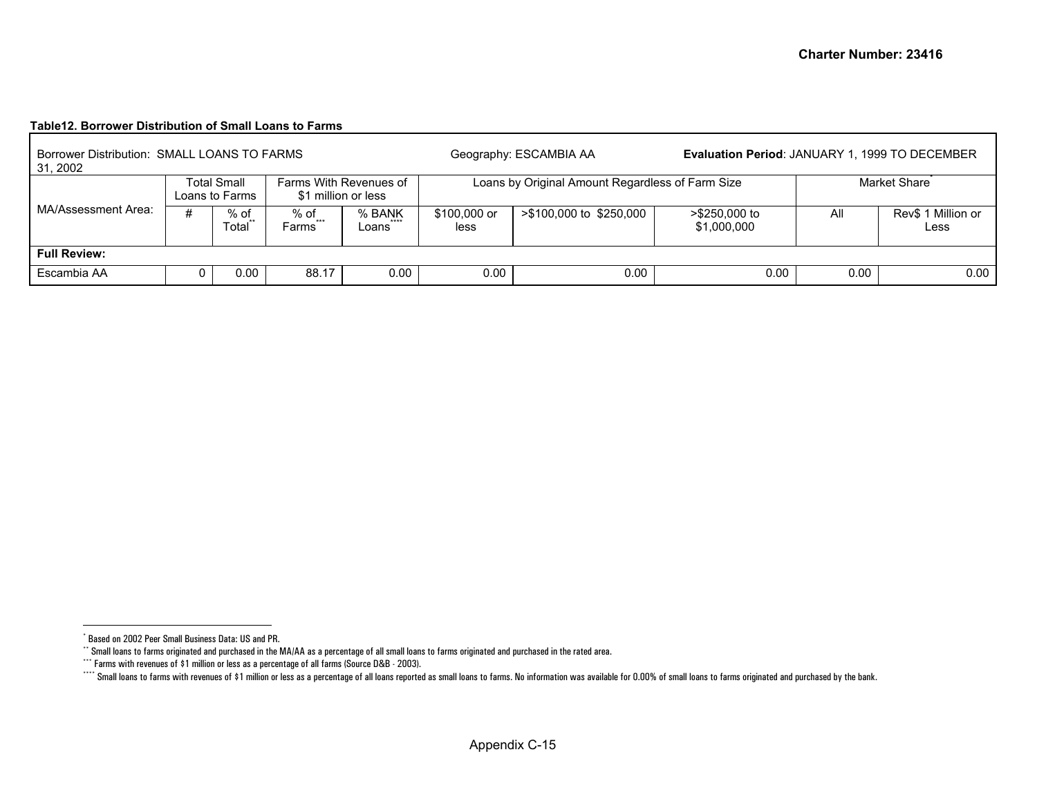**Table12. Borrower Distribution of Small Loans to Farms**

| Borrower Distribution: SMALL LOANS TO FARMS | | | Geography: ESCAMBIA AA | | | | **Evaluation Period**: JANUARY 1, 1999 TO DECEMBER 31, 2002 | | |
|---|---|---|---|---|---|---|---|---|---|
| MA/Assessment Area: | Total Small Loans to Farms | | Farms With Revenues of $1 million or less | | Loans by Original Amount Regardless of Farm Size | | | Market Share* | |
| | # | % of Total** | % of Farms*** | % BANK Loans**** | $100,000 or less | >$100,000 to $250,000 | >$250,000 to $1,000,000 | All | Rev$ 1 Million or Less |
| **Full Review:** | | | | | | | | | |
| Escambia AA | 0 | 0.00 | 88.17 | 0.00 | 0.00 | 0.00 | 0.00 | 0.00 | 0.00 |

* Based on 2002 Peer Small Business Data: US and PR.

** Small loans to farms originated and purchased in the MA/AA as a percentage of all small loans to farms originated and purchased in the rated area.

*** Farms with revenues of $1 million or less as a percentage of all farms (Source D&B - 2003).

**** Small loans to farms with revenues of $1 million or less as a percentage of all loans reported as small loans to farms. No information was available for 0.00% of small loans to farms originated and purchased by the bank.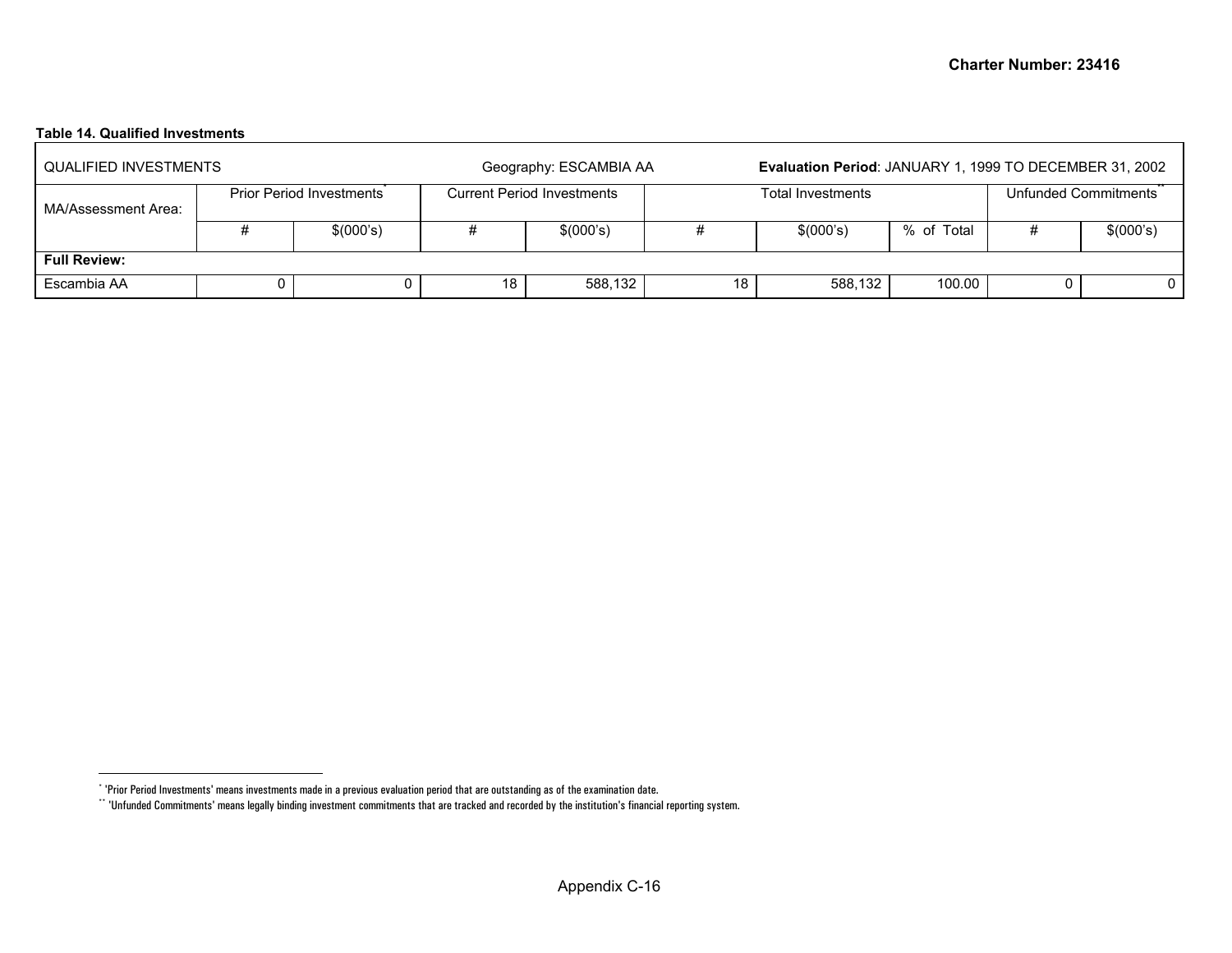**Table 14. Qualified Investments**

| QUALIFIED INVESTMENTS | | | Geography: ESCAMBIA AA | | **Evaluation Period**: JANUARY 1, 1999 TO DECEMBER 31, 2002 | | | | |
|---|---|---|---|---|---|---|---|---|---|
| MA/Assessment Area: | Prior Period Investments* | | Current Period Investments | | Total Investments | | | Unfunded Commitments** | |
| | # | $(000's) | # | $(000's) | # | $(000's) | % of Total | # | $(000's) |
| **Full Review:** | | | | | | | | | |
| Escambia AA | 0 | 0 | 18 | 588,132 | 18 | 588,132 | 100.00 | 0 | 0 |

\* 'Prior Period Investments' means investments made in a previous evaluation period that are outstanding as of the examination date.

\*\* 'Unfunded Commitments' means legally binding investment commitments that are tracked and recorded by the institution's financial reporting system.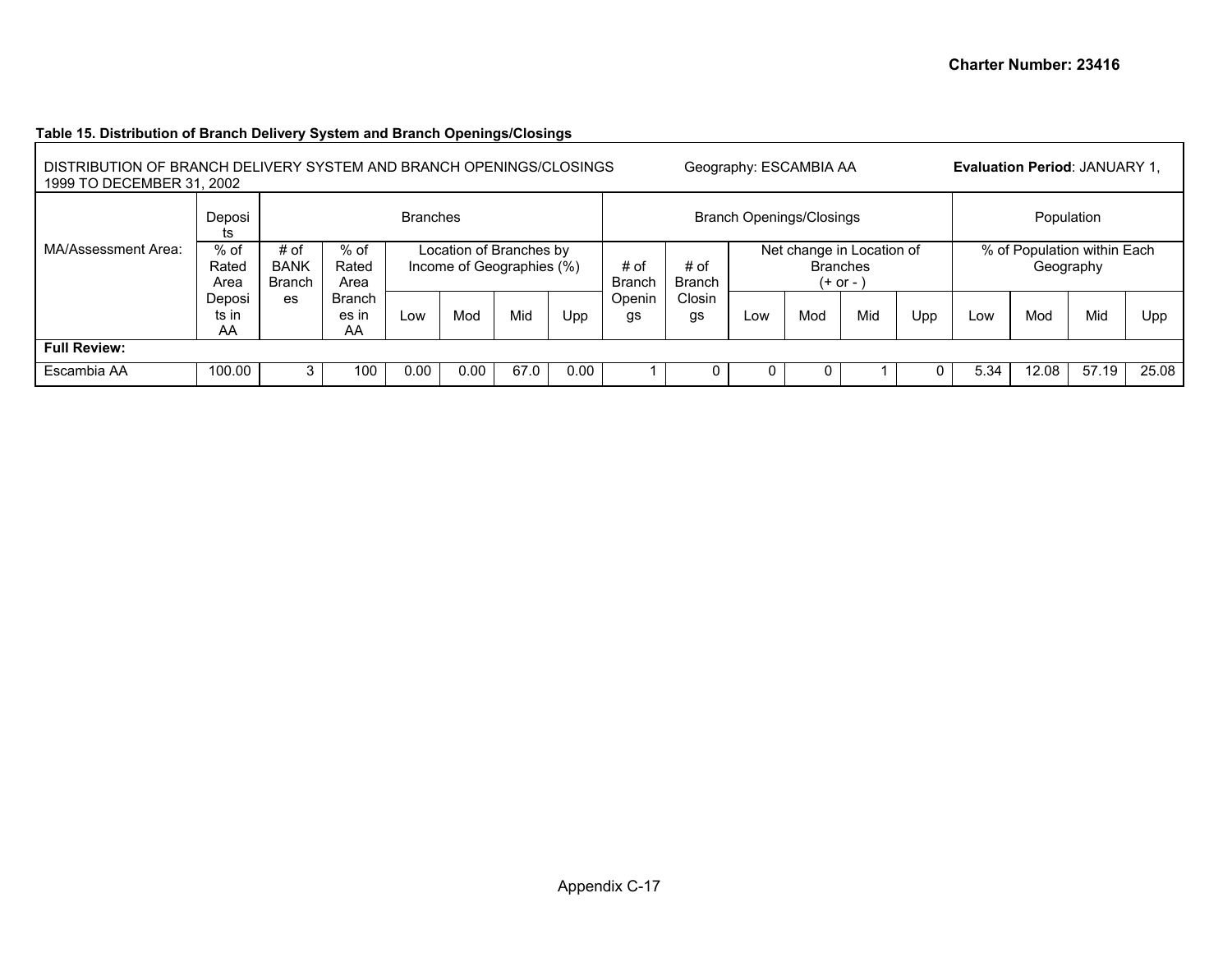**Table 15. Distribution of Branch Delivery System and Branch Openings/Closings**

DISTRIBUTION OF BRANCH DELIVERY SYSTEM AND BRANCH OPENINGS/CLOSINGS    Geography: ESCAMBIA AA    **Evaluation Period**: JANUARY 1, 1999 TO DECEMBER 31, 2002

| MA/Assessment Area: | Deposits | Branches | | | | | | | Branch Openings/Closings | | | | | | Population | | | |
|---|---|---|---|---|---|---|---|---|---|---|---|---|---|---|---|---|---|---|
| | % of Rated Area Deposits in AA | # of BANK Branches | % of Rated Area Branches in AA | Location of Branches by Income of Geographies (%) | | | | # of Branch Openings | # of Branch Closings | Net change in Location of Branches (+ or - ) | | | | % of Population within Each Geography | | | |
| | | | | Low | Mod | Mid | Upp | | | Low | Mod | Mid | Upp | Low | Mod | Mid | Upp |
| **Full Review:** | | | | | | | | | | | | | | | | | |
| Escambia AA | 100.00 | 3 | 100 | 0.00 | 0.00 | 67.0 | 0.00 | 1 | 0 | 0 | 0 | 1 | 0 | 5.34 | 12.08 | 57.19 | 25.08 |

Appendix C-17